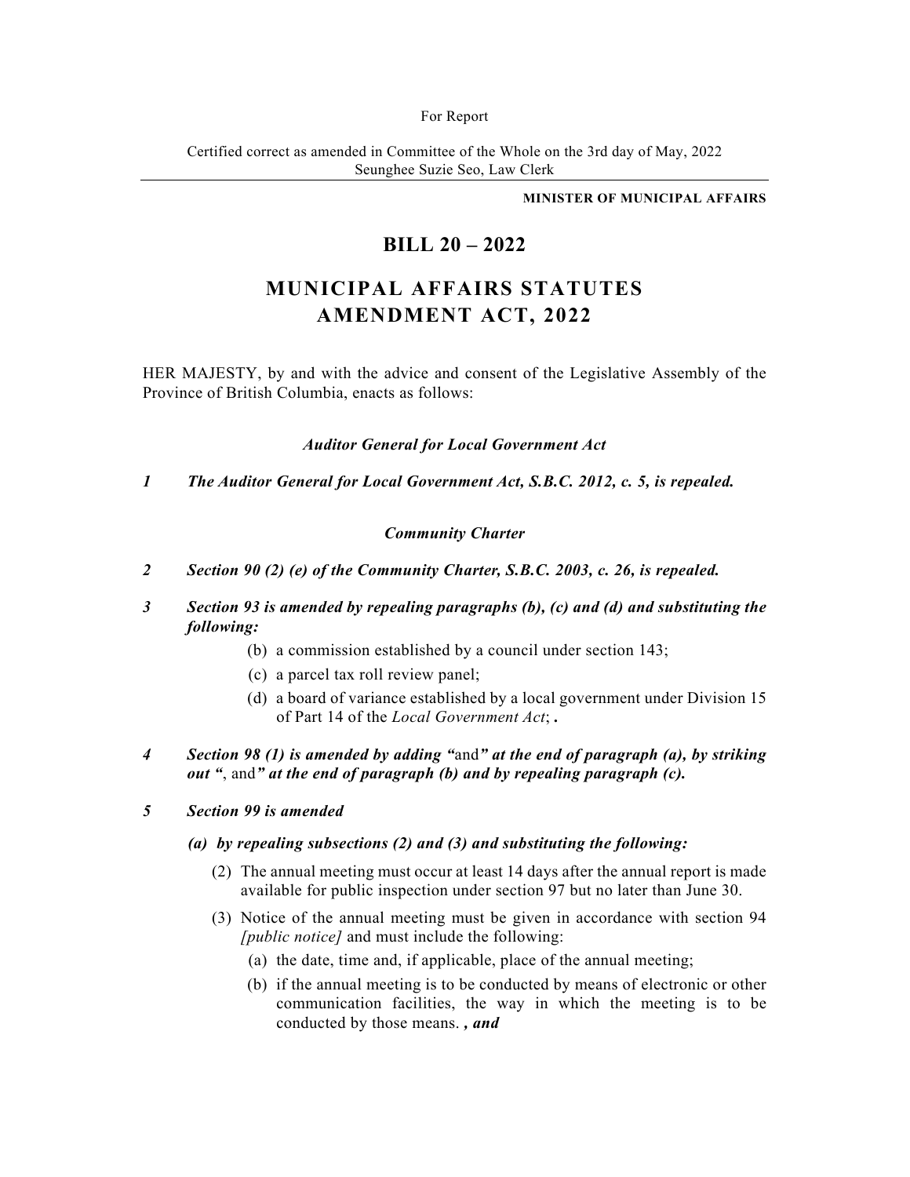For Report

Certified correct as amended in Committee of the Whole on the 3rd day of May, 2022
Seunghee Suzie Seo, Law Clerk

---

**MINISTER OF MUNICIPAL AFFAIRS**

# BILL 20 – 2022

# MUNICIPAL AFFAIRS STATUTES AMENDMENT ACT, 2022

HER MAJESTY, by and with the advice and consent of the Legislative Assembly of the Province of British Columbia, enacts as follows:

### *Auditor General for Local Government Act*

***1 The Auditor General for Local Government Act, S.B.C. 2012, c. 5, is repealed.***

### *Community Charter*

***2 Section 90 (2) (e) of the Community Charter, S.B.C. 2003, c. 26, is repealed.***

***3 Section 93 is amended by repealing paragraphs (b), (c) and (d) and substituting the following:***

> (b) a commission established by a council under section 143;
>
> (c) a parcel tax roll review panel;
>
> (d) a board of variance established by a local government under Division 15 of Part 14 of the *Local Government Act*; **.**

***4 Section 98 (1) is amended by adding "*and*" at the end of paragraph (a), by striking out "*, and*" at the end of paragraph (b) and by repealing paragraph (c).***

***5 Section 99 is amended***

***(a) by repealing subsections (2) and (3) and substituting the following:***

> (2) The annual meeting must occur at least 14 days after the annual report is made available for public inspection under section 97 but no later than June 30.
>
> (3) Notice of the annual meeting must be given in accordance with section 94 *[public notice]* and must include the following:
>
> (a) the date, time and, if applicable, place of the annual meeting;
>
> (b) if the annual meeting is to be conducted by means of electronic or other communication facilities, the way in which the meeting is to be conducted by those means. ***, and***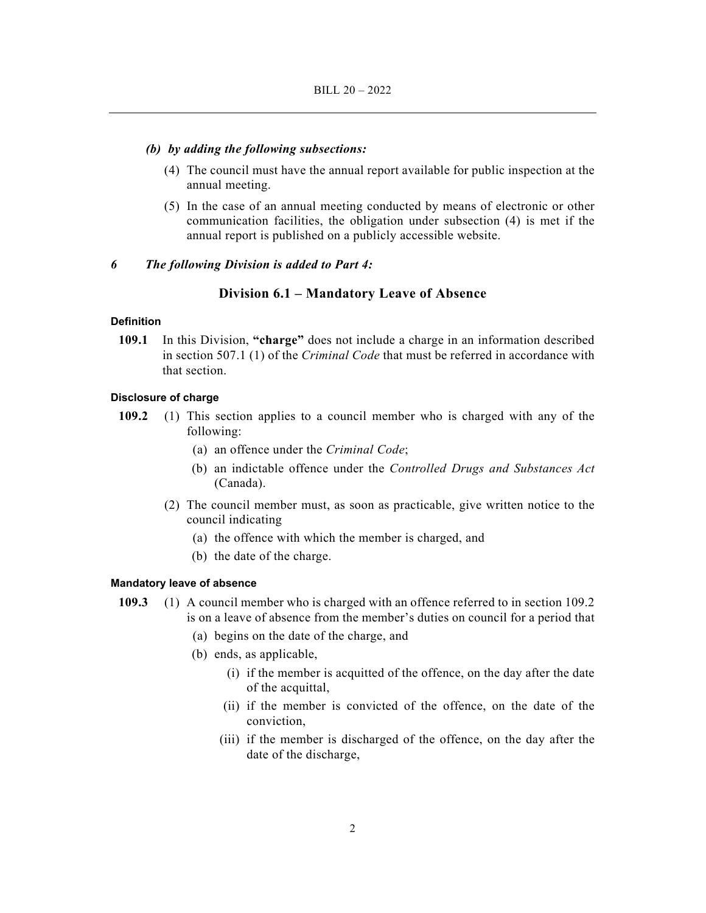*(b) by adding the following subsections:*

(4) The council must have the annual report available for public inspection at the annual meeting.

(5) In the case of an annual meeting conducted by means of electronic or other communication facilities, the obligation under subsection (4) is met if the annual report is published on a publicly accessible website.

*6 The following Division is added to Part 4:*

## Division 6.1 – Mandatory Leave of Absence

**Definition**

**109.1** In this Division, **"charge"** does not include a charge in an information described in section 507.1 (1) of the *Criminal Code* that must be referred in accordance with that section.

**Disclosure of charge**

**109.2** (1) This section applies to a council member who is charged with any of the following:

(a) an offence under the *Criminal Code*;

(b) an indictable offence under the *Controlled Drugs and Substances Act* (Canada).

(2) The council member must, as soon as practicable, give written notice to the council indicating

(a) the offence with which the member is charged, and

(b) the date of the charge.

**Mandatory leave of absence**

**109.3** (1) A council member who is charged with an offence referred to in section 109.2 is on a leave of absence from the member's duties on council for a period that

(a) begins on the date of the charge, and

(b) ends, as applicable,

(i) if the member is acquitted of the offence, on the day after the date of the acquittal,

(ii) if the member is convicted of the offence, on the date of the conviction,

(iii) if the member is discharged of the offence, on the day after the date of the discharge,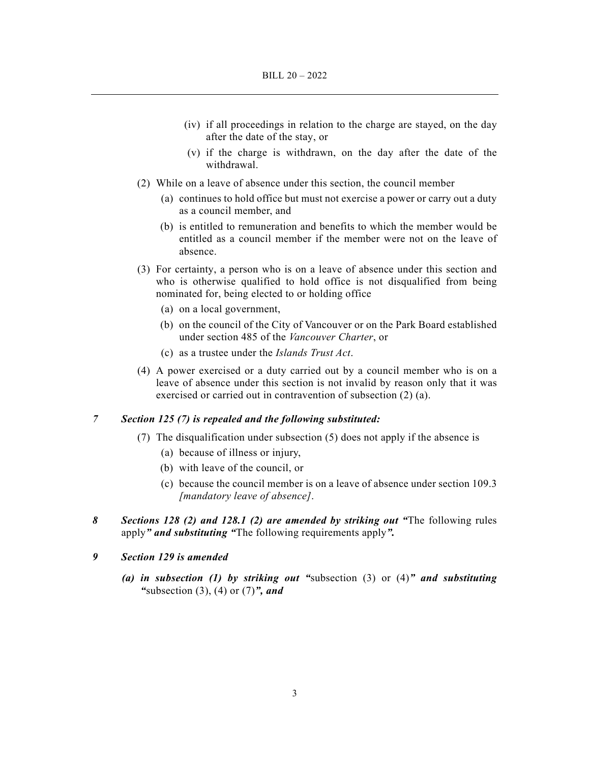(iv) if all proceedings in relation to the charge are stayed, on the day after the date of the stay, or

(v) if the charge is withdrawn, on the day after the date of the withdrawal.

(2) While on a leave of absence under this section, the council member

(a) continues to hold office but must not exercise a power or carry out a duty as a council member, and

(b) is entitled to remuneration and benefits to which the member would be entitled as a council member if the member were not on the leave of absence.

(3) For certainty, a person who is on a leave of absence under this section and who is otherwise qualified to hold office is not disqualified from being nominated for, being elected to or holding office

(a) on a local government,

(b) on the council of the City of Vancouver or on the Park Board established under section 485 of the *Vancouver Charter*, or

(c) as a trustee under the *Islands Trust Act*.

(4) A power exercised or a duty carried out by a council member who is on a leave of absence under this section is not invalid by reason only that it was exercised or carried out in contravention of subsection (2) (a).

***7 Section 125 (7) is repealed and the following substituted:***

(7) The disqualification under subsection (5) does not apply if the absence is

(a) because of illness or injury,

(b) with leave of the council, or

(c) because the council member is on a leave of absence under section 109.3 *[mandatory leave of absence]*.

***8 Sections 128 (2) and 128.1 (2) are amended by striking out "***The following rules apply***" and substituting "***The following requirements apply***".***

***9 Section 129 is amended***

***(a) in subsection (1) by striking out "***subsection (3) or (4)***" and substituting "***subsection (3), (4) or (7)***", and***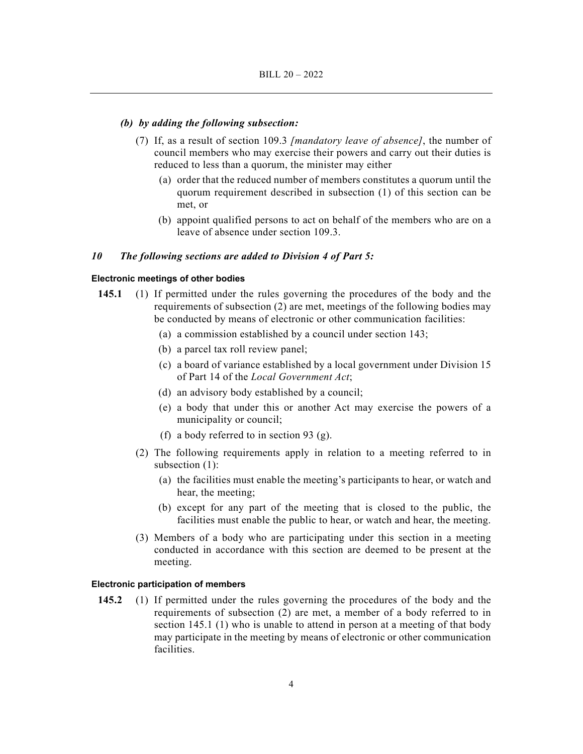*(b) by adding the following subsection:*

(7) If, as a result of section 109.3 *[mandatory leave of absence]*, the number of council members who may exercise their powers and carry out their duties is reduced to less than a quorum, the minister may either

(a) order that the reduced number of members constitutes a quorum until the quorum requirement described in subsection (1) of this section can be met, or

(b) appoint qualified persons to act on behalf of the members who are on a leave of absence under section 109.3.

***10 The following sections are added to Division 4 of Part 5:***

**Electronic meetings of other bodies**

**145.1** (1) If permitted under the rules governing the procedures of the body and the requirements of subsection (2) are met, meetings of the following bodies may be conducted by means of electronic or other communication facilities:

(a) a commission established by a council under section 143;

(b) a parcel tax roll review panel;

(c) a board of variance established by a local government under Division 15 of Part 14 of the *Local Government Act*;

(d) an advisory body established by a council;

(e) a body that under this or another Act may exercise the powers of a municipality or council;

(f) a body referred to in section 93 (g).

(2) The following requirements apply in relation to a meeting referred to in subsection (1):

(a) the facilities must enable the meeting's participants to hear, or watch and hear, the meeting;

(b) except for any part of the meeting that is closed to the public, the facilities must enable the public to hear, or watch and hear, the meeting.

(3) Members of a body who are participating under this section in a meeting conducted in accordance with this section are deemed to be present at the meeting.

**Electronic participation of members**

**145.2** (1) If permitted under the rules governing the procedures of the body and the requirements of subsection (2) are met, a member of a body referred to in section 145.1 (1) who is unable to attend in person at a meeting of that body may participate in the meeting by means of electronic or other communication facilities.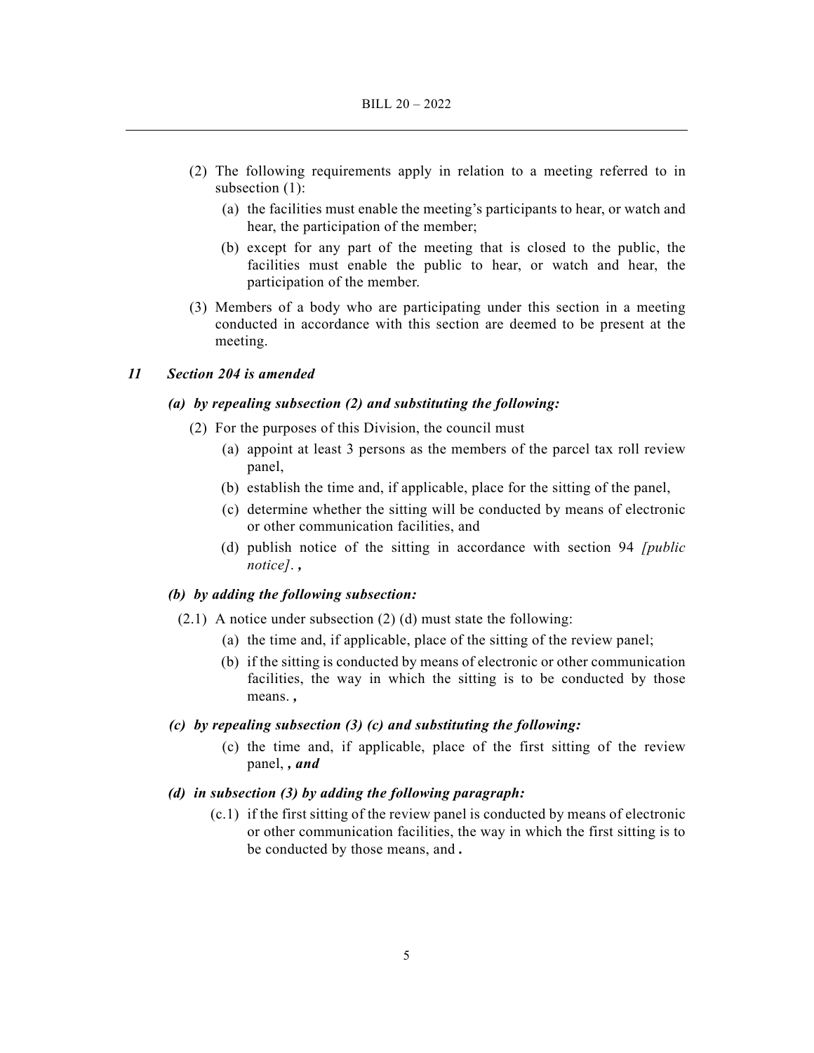(2) The following requirements apply in relation to a meeting referred to in subsection (1):

(a) the facilities must enable the meeting's participants to hear, or watch and hear, the participation of the member;

(b) except for any part of the meeting that is closed to the public, the facilities must enable the public to hear, or watch and hear, the participation of the member.

(3) Members of a body who are participating under this section in a meeting conducted in accordance with this section are deemed to be present at the meeting.

***11 Section 204 is amended***

***(a) by repealing subsection (2) and substituting the following:***

(2) For the purposes of this Division, the council must

(a) appoint at least 3 persons as the members of the parcel tax roll review panel,

(b) establish the time and, if applicable, place for the sitting of the panel,

(c) determine whether the sitting will be conducted by means of electronic or other communication facilities, and

(d) publish notice of the sitting in accordance with section 94 *[public notice]*. ***,***

***(b) by adding the following subsection:***

(2.1) A notice under subsection (2) (d) must state the following:

(a) the time and, if applicable, place of the sitting of the review panel;

(b) if the sitting is conducted by means of electronic or other communication facilities, the way in which the sitting is to be conducted by those means. ***,***

***(c) by repealing subsection (3) (c) and substituting the following:***

(c) the time and, if applicable, place of the first sitting of the review panel, ***, and***

***(d) in subsection (3) by adding the following paragraph:***

(c.1) if the first sitting of the review panel is conducted by means of electronic or other communication facilities, the way in which the first sitting is to be conducted by those means, and **.**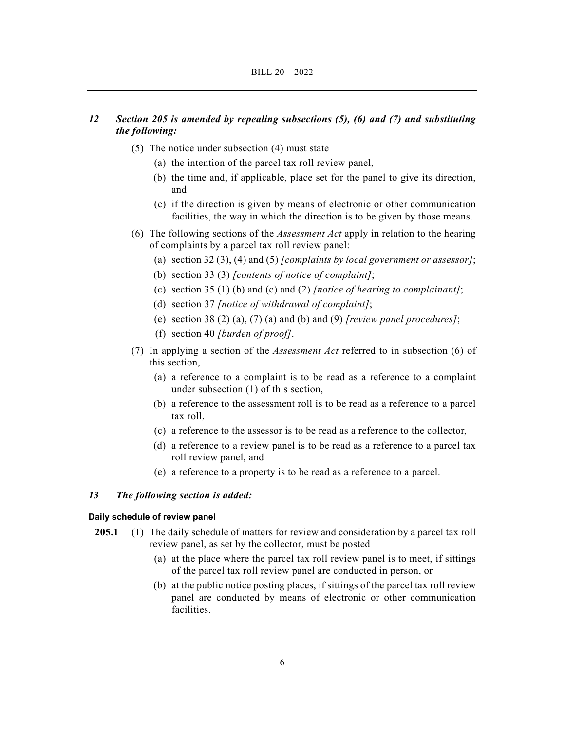*12 Section 205 is amended by repealing subsections (5), (6) and (7) and substituting the following:*

(5) The notice under subsection (4) must state

(a) the intention of the parcel tax roll review panel,

(b) the time and, if applicable, place set for the panel to give its direction, and

(c) if the direction is given by means of electronic or other communication facilities, the way in which the direction is to be given by those means.

(6) The following sections of the *Assessment Act* apply in relation to the hearing of complaints by a parcel tax roll review panel:

(a) section 32 (3), (4) and (5) *[complaints by local government or assessor]*;

(b) section 33 (3) *[contents of notice of complaint]*;

(c) section 35 (1) (b) and (c) and (2) *[notice of hearing to complainant]*;

(d) section 37 *[notice of withdrawal of complaint]*;

(e) section 38 (2) (a), (7) (a) and (b) and (9) *[review panel procedures]*;

(f) section 40 *[burden of proof]*.

(7) In applying a section of the *Assessment Act* referred to in subsection (6) of this section,

(a) a reference to a complaint is to be read as a reference to a complaint under subsection (1) of this section,

(b) a reference to the assessment roll is to be read as a reference to a parcel tax roll,

(c) a reference to the assessor is to be read as a reference to the collector,

(d) a reference to a review panel is to be read as a reference to a parcel tax roll review panel, and

(e) a reference to a property is to be read as a reference to a parcel.

*13 The following section is added:*

**Daily schedule of review panel**

**205.1** (1) The daily schedule of matters for review and consideration by a parcel tax roll review panel, as set by the collector, must be posted

(a) at the place where the parcel tax roll review panel is to meet, if sittings of the parcel tax roll review panel are conducted in person, or

(b) at the public notice posting places, if sittings of the parcel tax roll review panel are conducted by means of electronic or other communication facilities.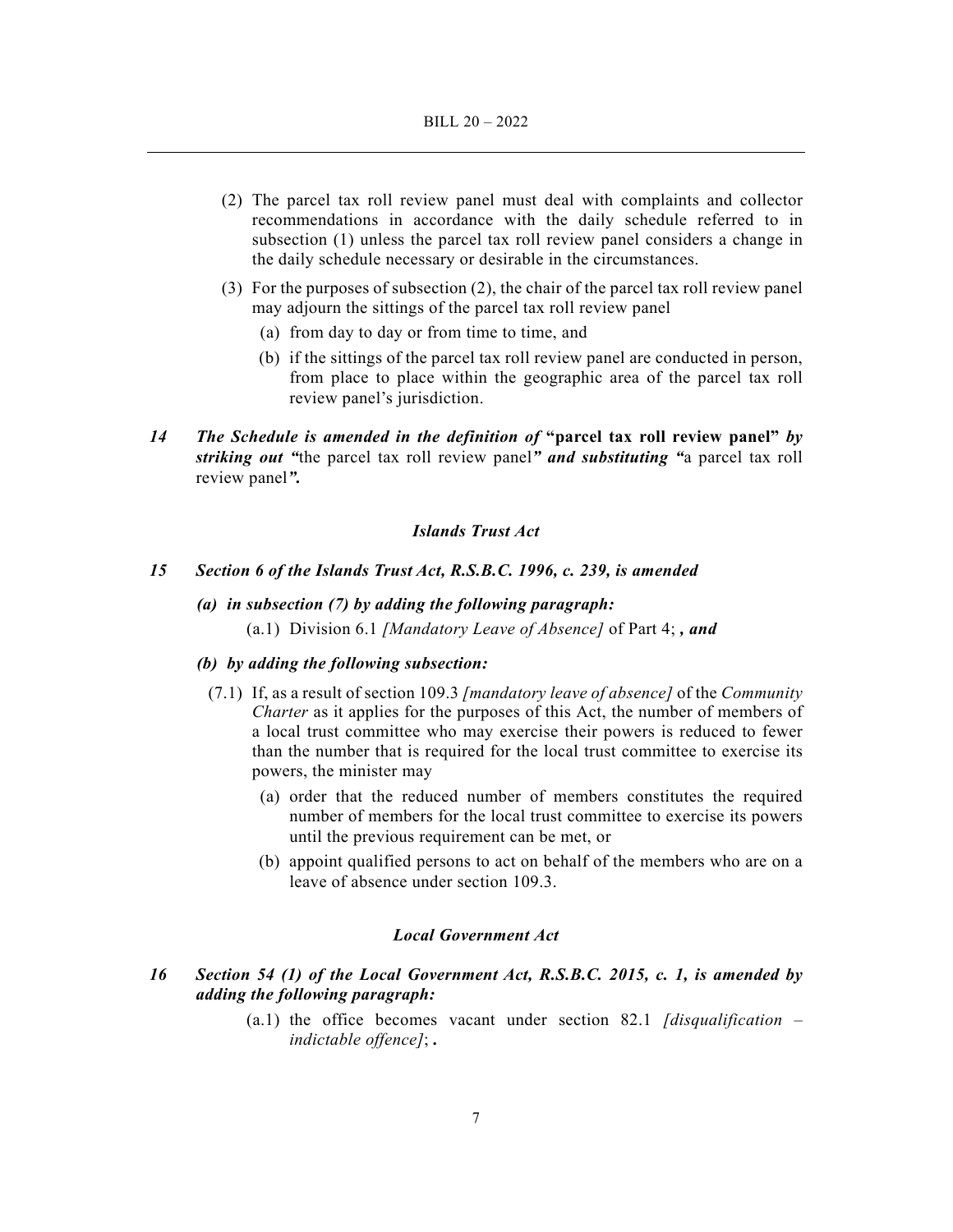(2) The parcel tax roll review panel must deal with complaints and collector recommendations in accordance with the daily schedule referred to in subsection (1) unless the parcel tax roll review panel considers a change in the daily schedule necessary or desirable in the circumstances.

(3) For the purposes of subsection (2), the chair of the parcel tax roll review panel may adjourn the sittings of the parcel tax roll review panel

(a) from day to day or from time to time, and

(b) if the sittings of the parcel tax roll review panel are conducted in person, from place to place within the geographic area of the parcel tax roll review panel's jurisdiction.

***14*** ***The Schedule is amended in the definition of*** **"parcel tax roll review panel"** ***by striking out "***the parcel tax roll review panel***" and substituting "***a parcel tax roll review panel***".***

### *Islands Trust Act*

***15*** ***Section 6 of the Islands Trust Act, R.S.B.C. 1996, c. 239, is amended***

***(a) in subsection (7) by adding the following paragraph:***

(a.1) Division 6.1 *[Mandatory Leave of Absence]* of Part 4; ***, and***

***(b) by adding the following subsection:***

(7.1) If, as a result of section 109.3 *[mandatory leave of absence]* of the *Community Charter* as it applies for the purposes of this Act, the number of members of a local trust committee who may exercise their powers is reduced to fewer than the number that is required for the local trust committee to exercise its powers, the minister may

(a) order that the reduced number of members constitutes the required number of members for the local trust committee to exercise its powers until the previous requirement can be met, or

(b) appoint qualified persons to act on behalf of the members who are on a leave of absence under section 109.3.

### *Local Government Act*

***16*** ***Section 54 (1) of the Local Government Act, R.S.B.C. 2015, c. 1, is amended by adding the following paragraph:***

(a.1) the office becomes vacant under section 82.1 *[disqualification – indictable offence]*; **.**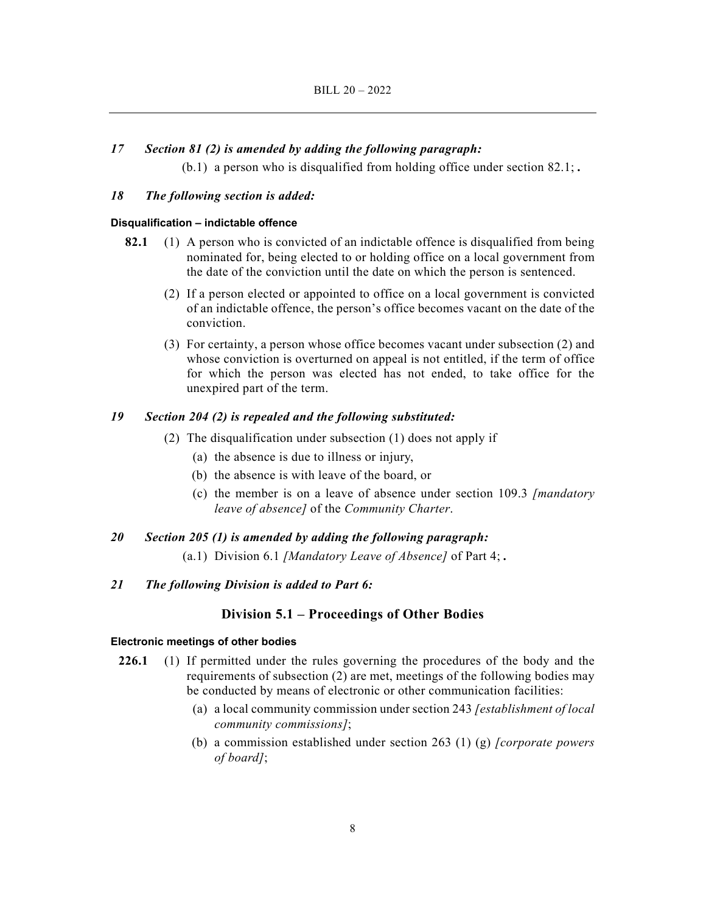*17 Section 81 (2) is amended by adding the following paragraph:*

(b.1) a person who is disqualified from holding office under section 82.1; **.**

*18 The following section is added:*

**Disqualification – indictable offence**

**82.1** (1) A person who is convicted of an indictable offence is disqualified from being nominated for, being elected to or holding office on a local government from the date of the conviction until the date on which the person is sentenced.

(2) If a person elected or appointed to office on a local government is convicted of an indictable offence, the person's office becomes vacant on the date of the conviction.

(3) For certainty, a person whose office becomes vacant under subsection (2) and whose conviction is overturned on appeal is not entitled, if the term of office for which the person was elected has not ended, to take office for the unexpired part of the term.

*19 Section 204 (2) is repealed and the following substituted:*

(2) The disqualification under subsection (1) does not apply if

(a) the absence is due to illness or injury,

(b) the absence is with leave of the board, or

(c) the member is on a leave of absence under section 109.3 *[mandatory leave of absence]* of the *Community Charter*.

*20 Section 205 (1) is amended by adding the following paragraph:*

(a.1) Division 6.1 *[Mandatory Leave of Absence]* of Part 4; **.**

*21 The following Division is added to Part 6:*

## Division 5.1 – Proceedings of Other Bodies

**Electronic meetings of other bodies**

**226.1** (1) If permitted under the rules governing the procedures of the body and the requirements of subsection (2) are met, meetings of the following bodies may be conducted by means of electronic or other communication facilities:

(a) a local community commission under section 243 *[establishment of local community commissions]*;

(b) a commission established under section 263 (1) (g) *[corporate powers of board]*;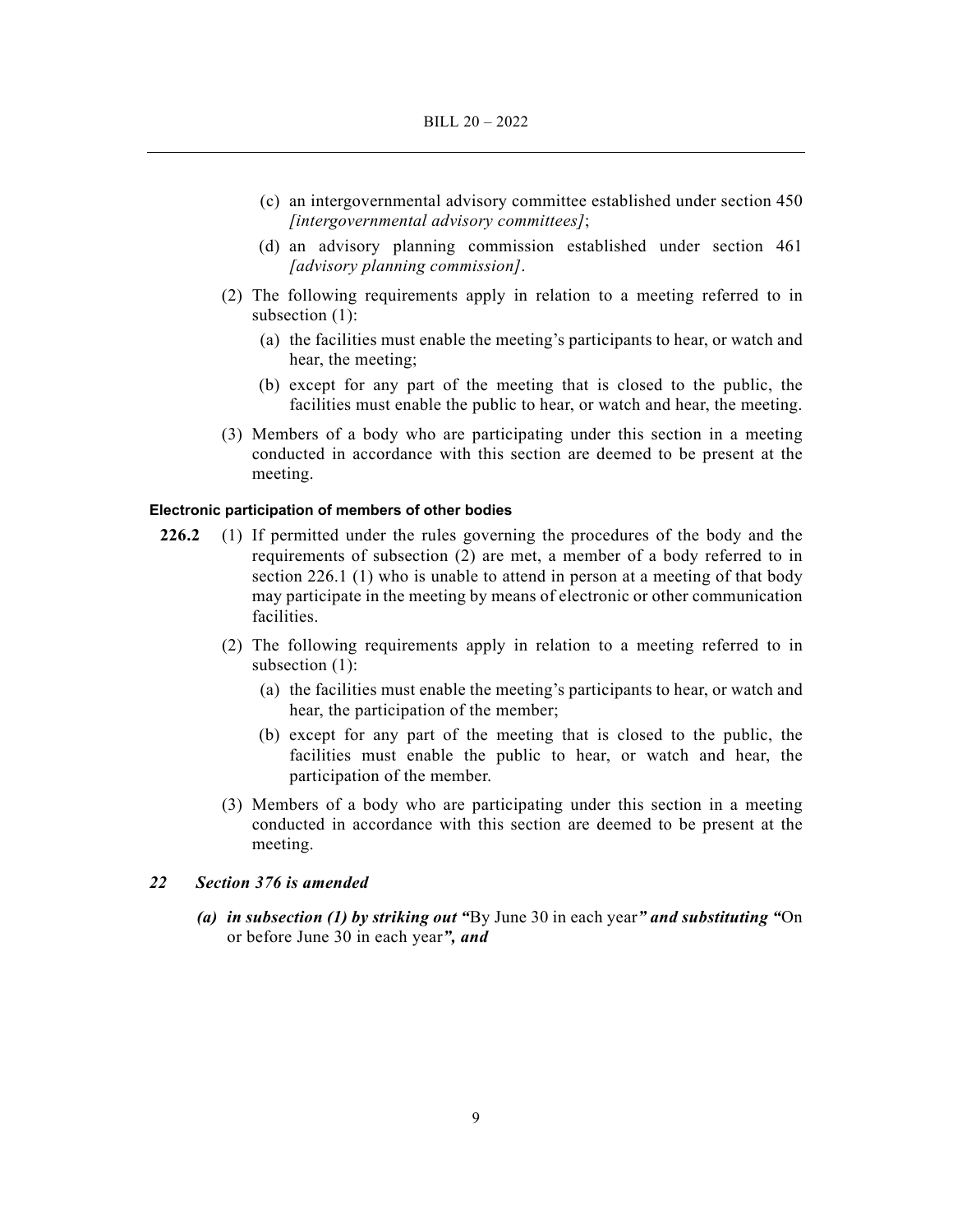(c) an intergovernmental advisory committee established under section 450 *[intergovernmental advisory committees]*;

(d) an advisory planning commission established under section 461 *[advisory planning commission]*.

(2) The following requirements apply in relation to a meeting referred to in subsection (1):

(a) the facilities must enable the meeting's participants to hear, or watch and hear, the meeting;

(b) except for any part of the meeting that is closed to the public, the facilities must enable the public to hear, or watch and hear, the meeting.

(3) Members of a body who are participating under this section in a meeting conducted in accordance with this section are deemed to be present at the meeting.

**Electronic participation of members of other bodies**

**226.2** (1) If permitted under the rules governing the procedures of the body and the requirements of subsection (2) are met, a member of a body referred to in section 226.1 (1) who is unable to attend in person at a meeting of that body may participate in the meeting by means of electronic or other communication facilities.

(2) The following requirements apply in relation to a meeting referred to in subsection (1):

(a) the facilities must enable the meeting's participants to hear, or watch and hear, the participation of the member;

(b) except for any part of the meeting that is closed to the public, the facilities must enable the public to hear, or watch and hear, the participation of the member.

(3) Members of a body who are participating under this section in a meeting conducted in accordance with this section are deemed to be present at the meeting.

***22 Section 376 is amended***

***(a) in subsection (1) by striking out "***By June 30 in each year***" and substituting "***On or before June 30 in each year***", and***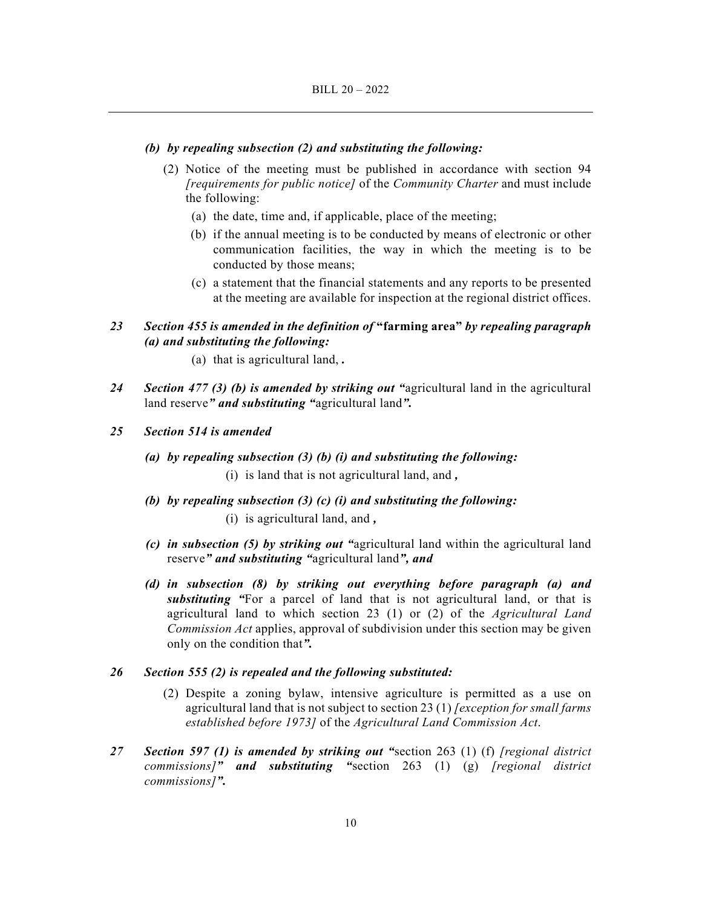*(b) by repealing subsection (2) and substituting the following:*

(2) Notice of the meeting must be published in accordance with section 94 *[requirements for public notice]* of the *Community Charter* and must include the following:

(a) the date, time and, if applicable, place of the meeting;

(b) if the annual meeting is to be conducted by means of electronic or other communication facilities, the way in which the meeting is to be conducted by those means;

(c) a statement that the financial statements and any reports to be presented at the meeting are available for inspection at the regional district offices.

*23 Section 455 is amended in the definition of* **"farming area"** *by repealing paragraph (a) and substituting the following:*

(a) that is agricultural land, **.**

*24 Section 477 (3) (b) is amended by striking out "*agricultural land in the agricultural land reserve*" and substituting "*agricultural land*".*

*25 Section 514 is amended*

*(a) by repealing subsection (3) (b) (i) and substituting the following:*

(i) is land that is not agricultural land, and **,**

*(b) by repealing subsection (3) (c) (i) and substituting the following:*

(i) is agricultural land, and **,**

*(c) in subsection (5) by striking out "*agricultural land within the agricultural land reserve*" and substituting "*agricultural land*", and*

*(d) in subsection (8) by striking out everything before paragraph (a) and substituting "*For a parcel of land that is not agricultural land, or that is agricultural land to which section 23 (1) or (2) of the *Agricultural Land Commission Act* applies, approval of subdivision under this section may be given only on the condition that*".*

*26 Section 555 (2) is repealed and the following substituted:*

(2) Despite a zoning bylaw, intensive agriculture is permitted as a use on agricultural land that is not subject to section 23 (1) *[exception for small farms established before 1973]* of the *Agricultural Land Commission Act*.

*27 Section 597 (1) is amended by striking out "*section 263 (1) (f) *[regional district commissions]" and substituting "*section 263 (1) (g) *[regional district commissions]".*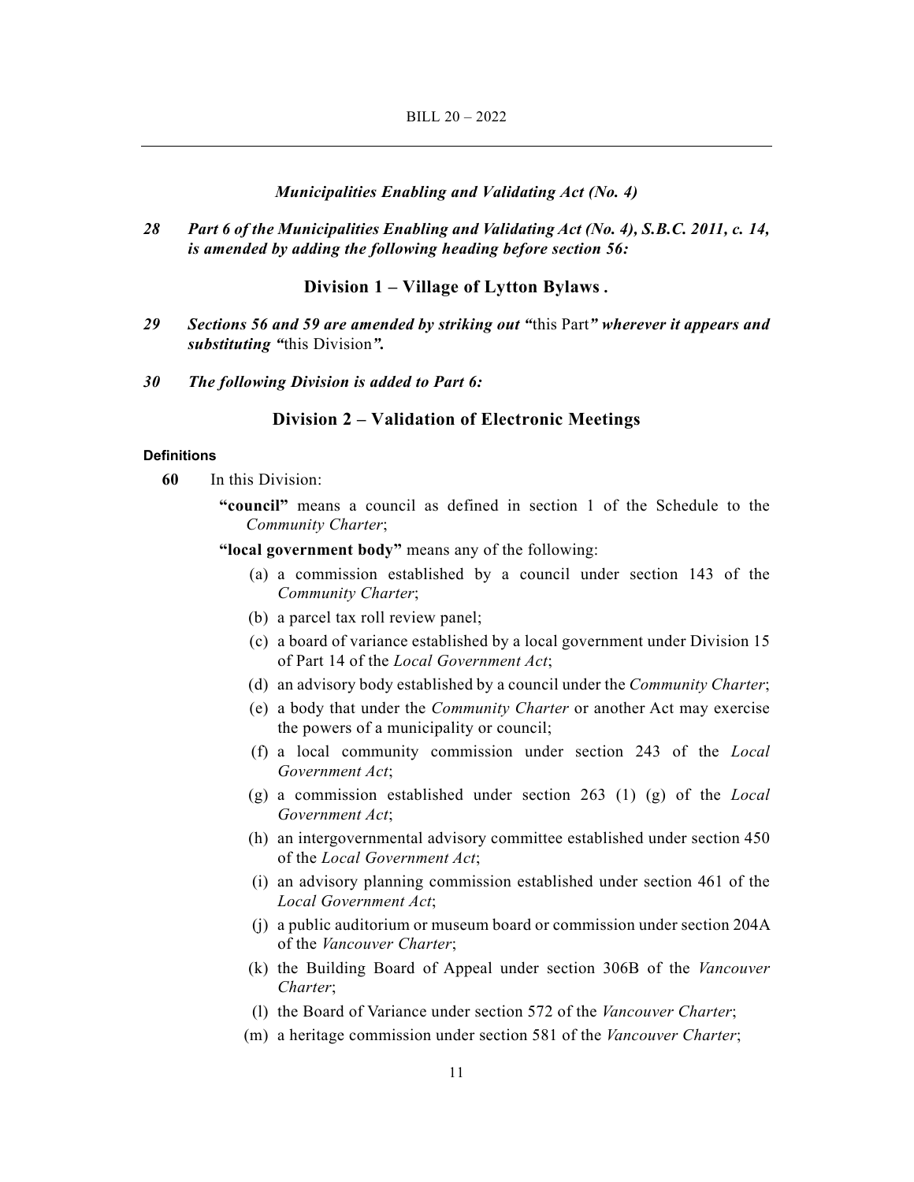*Municipalities Enabling and Validating Act (No. 4)*

***28 Part 6 of the Municipalities Enabling and Validating Act (No. 4), S.B.C. 2011, c. 14, is amended by adding the following heading before section 56:***

## Division 1 – Village of Lytton Bylaws .

***29 Sections 56 and 59 are amended by striking out "***this Part***" wherever it appears and substituting "***this Division***".***

***30 The following Division is added to Part 6:***

## Division 2 – Validation of Electronic Meetings

**Definitions**

**60** In this Division:

**"council"** means a council as defined in section 1 of the Schedule to the *Community Charter*;

**"local government body"** means any of the following:

(a) a commission established by a council under section 143 of the *Community Charter*;

(b) a parcel tax roll review panel;

(c) a board of variance established by a local government under Division 15 of Part 14 of the *Local Government Act*;

(d) an advisory body established by a council under the *Community Charter*;

(e) a body that under the *Community Charter* or another Act may exercise the powers of a municipality or council;

(f) a local community commission under section 243 of the *Local Government Act*;

(g) a commission established under section 263 (1) (g) of the *Local Government Act*;

(h) an intergovernmental advisory committee established under section 450 of the *Local Government Act*;

(i) an advisory planning commission established under section 461 of the *Local Government Act*;

(j) a public auditorium or museum board or commission under section 204A of the *Vancouver Charter*;

(k) the Building Board of Appeal under section 306B of the *Vancouver Charter*;

(l) the Board of Variance under section 572 of the *Vancouver Charter*;

(m) a heritage commission under section 581 of the *Vancouver Charter*;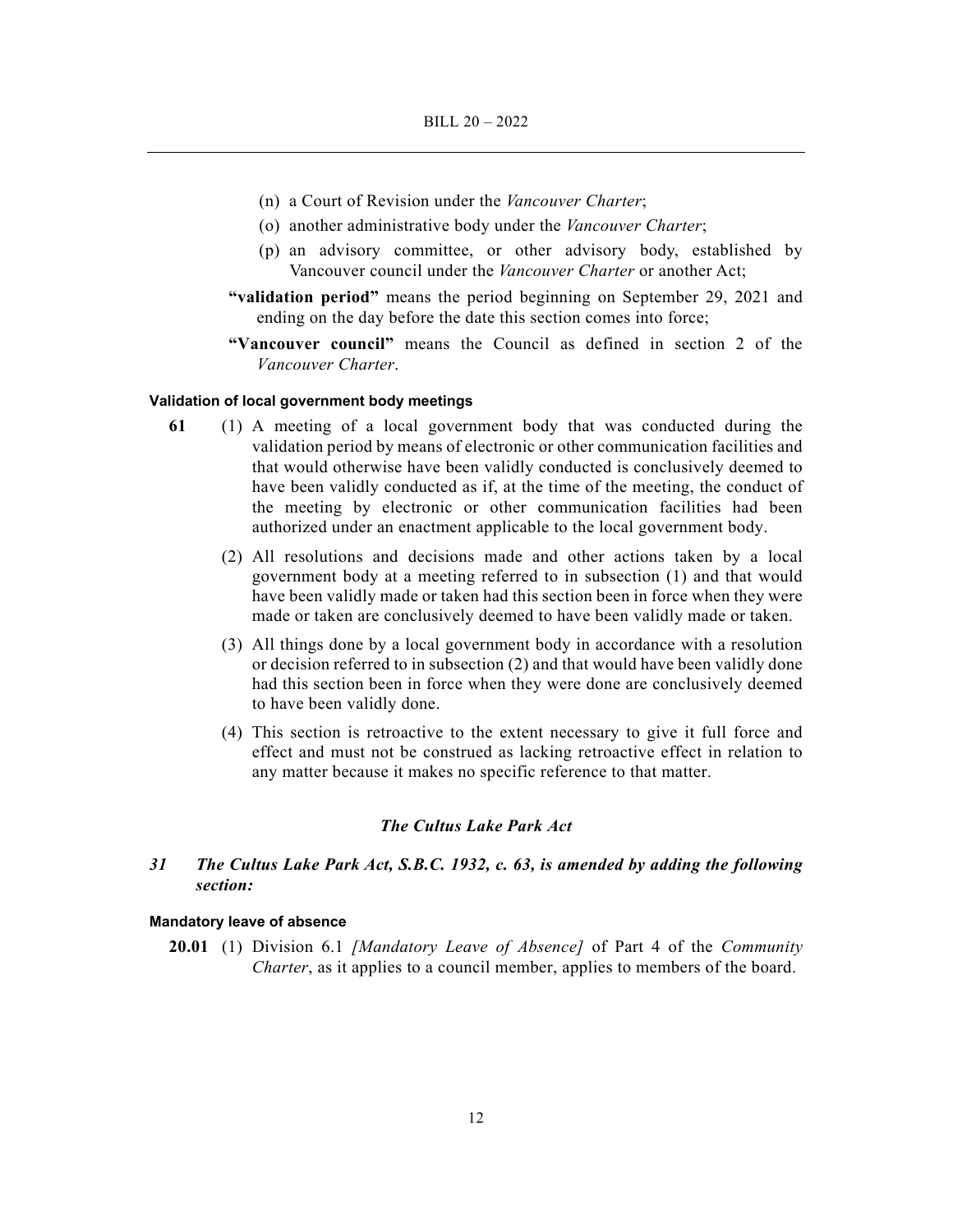(n) a Court of Revision under the *Vancouver Charter*;

(o) another administrative body under the *Vancouver Charter*;

(p) an advisory committee, or other advisory body, established by Vancouver council under the *Vancouver Charter* or another Act;

**"validation period"** means the period beginning on September 29, 2021 and ending on the day before the date this section comes into force;

**"Vancouver council"** means the Council as defined in section 2 of the *Vancouver Charter*.

#### Validation of local government body meetings

**61** (1) A meeting of a local government body that was conducted during the validation period by means of electronic or other communication facilities and that would otherwise have been validly conducted is conclusively deemed to have been validly conducted as if, at the time of the meeting, the conduct of the meeting by electronic or other communication facilities had been authorized under an enactment applicable to the local government body.

(2) All resolutions and decisions made and other actions taken by a local government body at a meeting referred to in subsection (1) and that would have been validly made or taken had this section been in force when they were made or taken are conclusively deemed to have been validly made or taken.

(3) All things done by a local government body in accordance with a resolution or decision referred to in subsection (2) and that would have been validly done had this section been in force when they were done are conclusively deemed to have been validly done.

(4) This section is retroactive to the extent necessary to give it full force and effect and must not be construed as lacking retroactive effect in relation to any matter because it makes no specific reference to that matter.

### *The Cultus Lake Park Act*

***31 The Cultus Lake Park Act, S.B.C. 1932, c. 63, is amended by adding the following section:***

#### Mandatory leave of absence

**20.01** (1) Division 6.1 *[Mandatory Leave of Absence]* of Part 4 of the *Community Charter*, as it applies to a council member, applies to members of the board.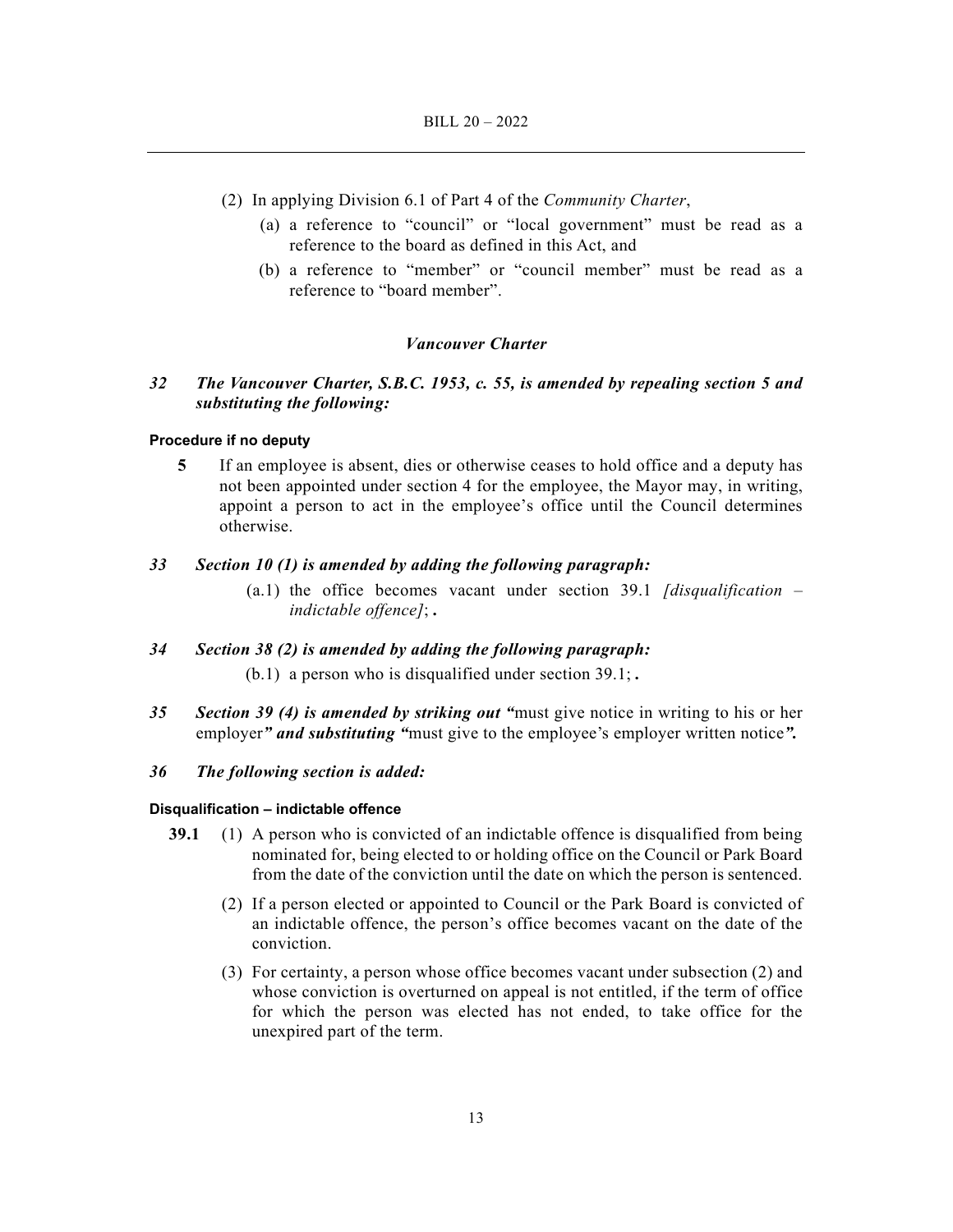(2) In applying Division 6.1 of Part 4 of the *Community Charter*,

(a) a reference to "council" or "local government" must be read as a reference to the board as defined in this Act, and

(b) a reference to "member" or "council member" must be read as a reference to "board member".

### *Vancouver Charter*

***32 The Vancouver Charter, S.B.C. 1953, c. 55, is amended by repealing section 5 and substituting the following:***

**Procedure if no deputy**

**5** If an employee is absent, dies or otherwise ceases to hold office and a deputy has not been appointed under section 4 for the employee, the Mayor may, in writing, appoint a person to act in the employee's office until the Council determines otherwise.

***33 Section 10 (1) is amended by adding the following paragraph:***

(a.1) the office becomes vacant under section 39.1 *[disqualification – indictable offence]*; **.**

***34 Section 38 (2) is amended by adding the following paragraph:***

(b.1) a person who is disqualified under section 39.1; **.**

***35 Section 39 (4) is amended by striking out "***must give notice in writing to his or her employer***" and substituting "***must give to the employee's employer written notice***".***

***36 The following section is added:***

**Disqualification – indictable offence**

**39.1** (1) A person who is convicted of an indictable offence is disqualified from being nominated for, being elected to or holding office on the Council or Park Board from the date of the conviction until the date on which the person is sentenced.

(2) If a person elected or appointed to Council or the Park Board is convicted of an indictable offence, the person's office becomes vacant on the date of the conviction.

(3) For certainty, a person whose office becomes vacant under subsection (2) and whose conviction is overturned on appeal is not entitled, if the term of office for which the person was elected has not ended, to take office for the unexpired part of the term.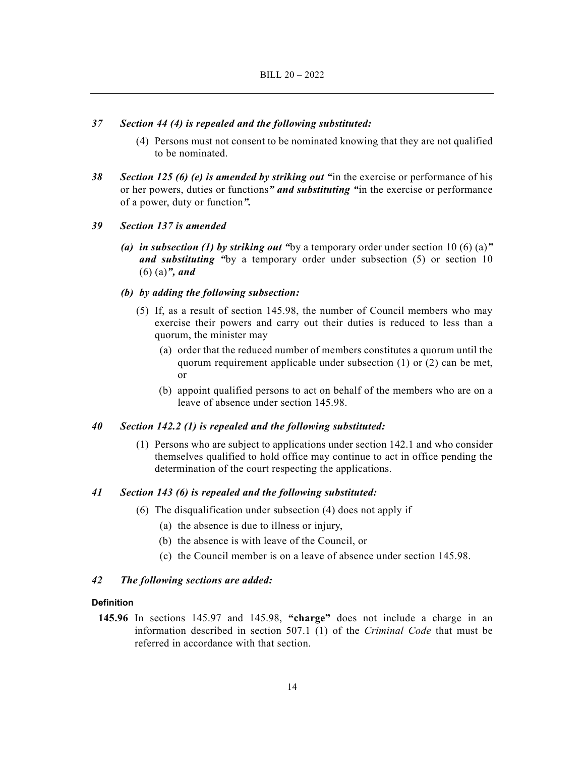***37 Section 44 (4) is repealed and the following substituted:***

(4) Persons must not consent to be nominated knowing that they are not qualified to be nominated.

***38 Section 125 (6) (e) is amended by striking out "***in the exercise or performance of his or her powers, duties or functions***" and substituting "***in the exercise or performance of a power, duty or function***".***

***39 Section 137 is amended***

***(a) in subsection (1) by striking out "***by a temporary order under section 10 (6) (a)***" and substituting "***by a temporary order under subsection (5) or section 10 (6) (a)***", and***

***(b) by adding the following subsection:***

(5) If, as a result of section 145.98, the number of Council members who may exercise their powers and carry out their duties is reduced to less than a quorum, the minister may

(a) order that the reduced number of members constitutes a quorum until the quorum requirement applicable under subsection (1) or (2) can be met, or

(b) appoint qualified persons to act on behalf of the members who are on a leave of absence under section 145.98.

***40 Section 142.2 (1) is repealed and the following substituted:***

(1) Persons who are subject to applications under section 142.1 and who consider themselves qualified to hold office may continue to act in office pending the determination of the court respecting the applications.

***41 Section 143 (6) is repealed and the following substituted:***

(6) The disqualification under subsection (4) does not apply if

(a) the absence is due to illness or injury,

(b) the absence is with leave of the Council, or

(c) the Council member is on a leave of absence under section 145.98.

***42 The following sections are added:***

**Definition**

**145.96** In sections 145.97 and 145.98, **"charge"** does not include a charge in an information described in section 507.1 (1) of the *Criminal Code* that must be referred in accordance with that section.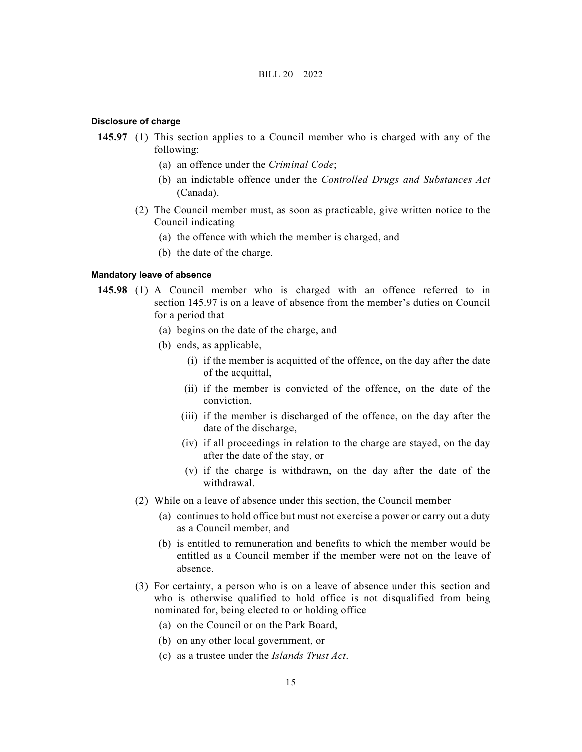#### Disclosure of charge

**145.97** (1) This section applies to a Council member who is charged with any of the following:

- (a) an offence under the *Criminal Code*;
- (b) an indictable offence under the *Controlled Drugs and Substances Act* (Canada).

(2) The Council member must, as soon as practicable, give written notice to the Council indicating

- (a) the offence with which the member is charged, and
- (b) the date of the charge.

#### Mandatory leave of absence

**145.98** (1) A Council member who is charged with an offence referred to in section 145.97 is on a leave of absence from the member's duties on Council for a period that

- (a) begins on the date of the charge, and
- (b) ends, as applicable,
  - (i) if the member is acquitted of the offence, on the day after the date of the acquittal,
  - (ii) if the member is convicted of the offence, on the date of the conviction,
  - (iii) if the member is discharged of the offence, on the day after the date of the discharge,
  - (iv) if all proceedings in relation to the charge are stayed, on the day after the date of the stay, or
  - (v) if the charge is withdrawn, on the day after the date of the withdrawal.

(2) While on a leave of absence under this section, the Council member

- (a) continues to hold office but must not exercise a power or carry out a duty as a Council member, and
- (b) is entitled to remuneration and benefits to which the member would be entitled as a Council member if the member were not on the leave of absence.

(3) For certainty, a person who is on a leave of absence under this section and who is otherwise qualified to hold office is not disqualified from being nominated for, being elected to or holding office

- (a) on the Council or on the Park Board,
- (b) on any other local government, or
- (c) as a trustee under the *Islands Trust Act*.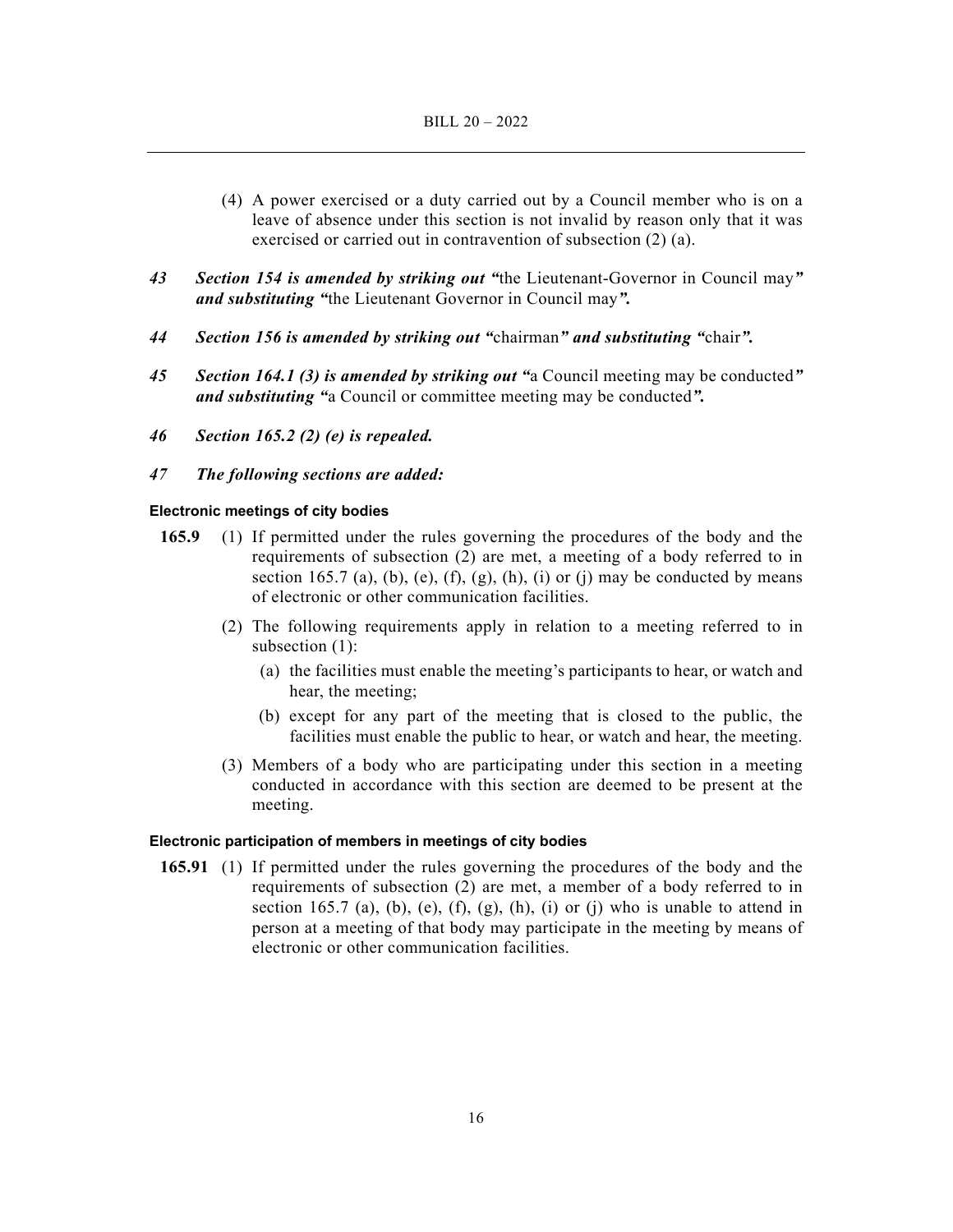(4) A power exercised or a duty carried out by a Council member who is on a leave of absence under this section is not invalid by reason only that it was exercised or carried out in contravention of subsection (2) (a).

*43* ***Section 154 is amended by striking out "***the Lieutenant-Governor in Council may***" and substituting "***the Lieutenant Governor in Council may***".***

*44* ***Section 156 is amended by striking out "***chairman***" and substituting "***chair***".***

*45* ***Section 164.1 (3) is amended by striking out "***a Council meeting may be conducted***" and substituting "***a Council or committee meeting may be conducted***".***

*46* ***Section 165.2 (2) (e) is repealed.***

*47* ***The following sections are added:***

**Electronic meetings of city bodies**

**165.9** (1) If permitted under the rules governing the procedures of the body and the requirements of subsection (2) are met, a meeting of a body referred to in section 165.7 (a), (b), (e), (f), (g), (h), (i) or (j) may be conducted by means of electronic or other communication facilities.

(2) The following requirements apply in relation to a meeting referred to in subsection (1):

(a) the facilities must enable the meeting's participants to hear, or watch and hear, the meeting;

(b) except for any part of the meeting that is closed to the public, the facilities must enable the public to hear, or watch and hear, the meeting.

(3) Members of a body who are participating under this section in a meeting conducted in accordance with this section are deemed to be present at the meeting.

**Electronic participation of members in meetings of city bodies**

**165.91** (1) If permitted under the rules governing the procedures of the body and the requirements of subsection (2) are met, a member of a body referred to in section 165.7 (a), (b), (e), (f), (g), (h), (i) or (j) who is unable to attend in person at a meeting of that body may participate in the meeting by means of electronic or other communication facilities.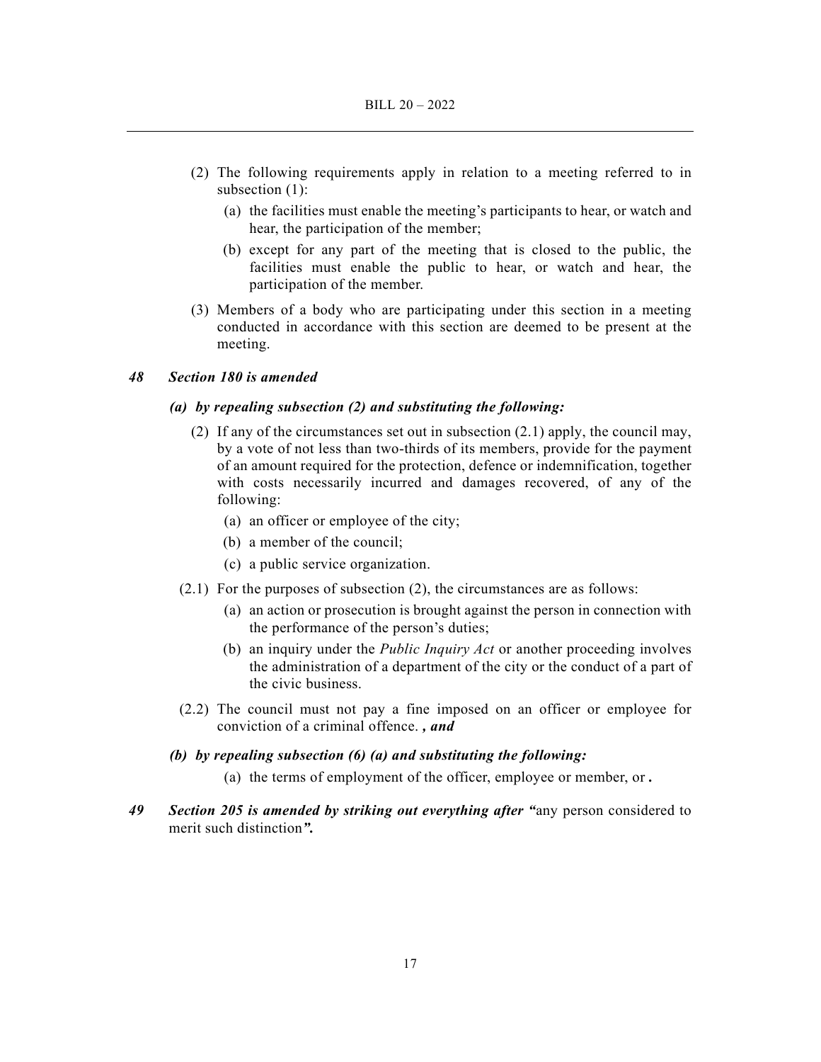(2) The following requirements apply in relation to a meeting referred to in subsection (1):

  (a) the facilities must enable the meeting's participants to hear, or watch and hear, the participation of the member;

  (b) except for any part of the meeting that is closed to the public, the facilities must enable the public to hear, or watch and hear, the participation of the member.

(3) Members of a body who are participating under this section in a meeting conducted in accordance with this section are deemed to be present at the meeting.

***48 Section 180 is amended***

***(a) by repealing subsection (2) and substituting the following:***

(2) If any of the circumstances set out in subsection (2.1) apply, the council may, by a vote of not less than two-thirds of its members, provide for the payment of an amount required for the protection, defence or indemnification, together with costs necessarily incurred and damages recovered, of any of the following:

  (a) an officer or employee of the city;

  (b) a member of the council;

  (c) a public service organization.

(2.1) For the purposes of subsection (2), the circumstances are as follows:

  (a) an action or prosecution is brought against the person in connection with the performance of the person's duties;

  (b) an inquiry under the *Public Inquiry Act* or another proceeding involves the administration of a department of the city or the conduct of a part of the civic business.

(2.2) The council must not pay a fine imposed on an officer or employee for conviction of a criminal offence. ***, and***

***(b) by repealing subsection (6) (a) and substituting the following:***

  (a) the terms of employment of the officer, employee or member, or **.**

***49 Section 205 is amended by striking out everything after "***any person considered to merit such distinction***".***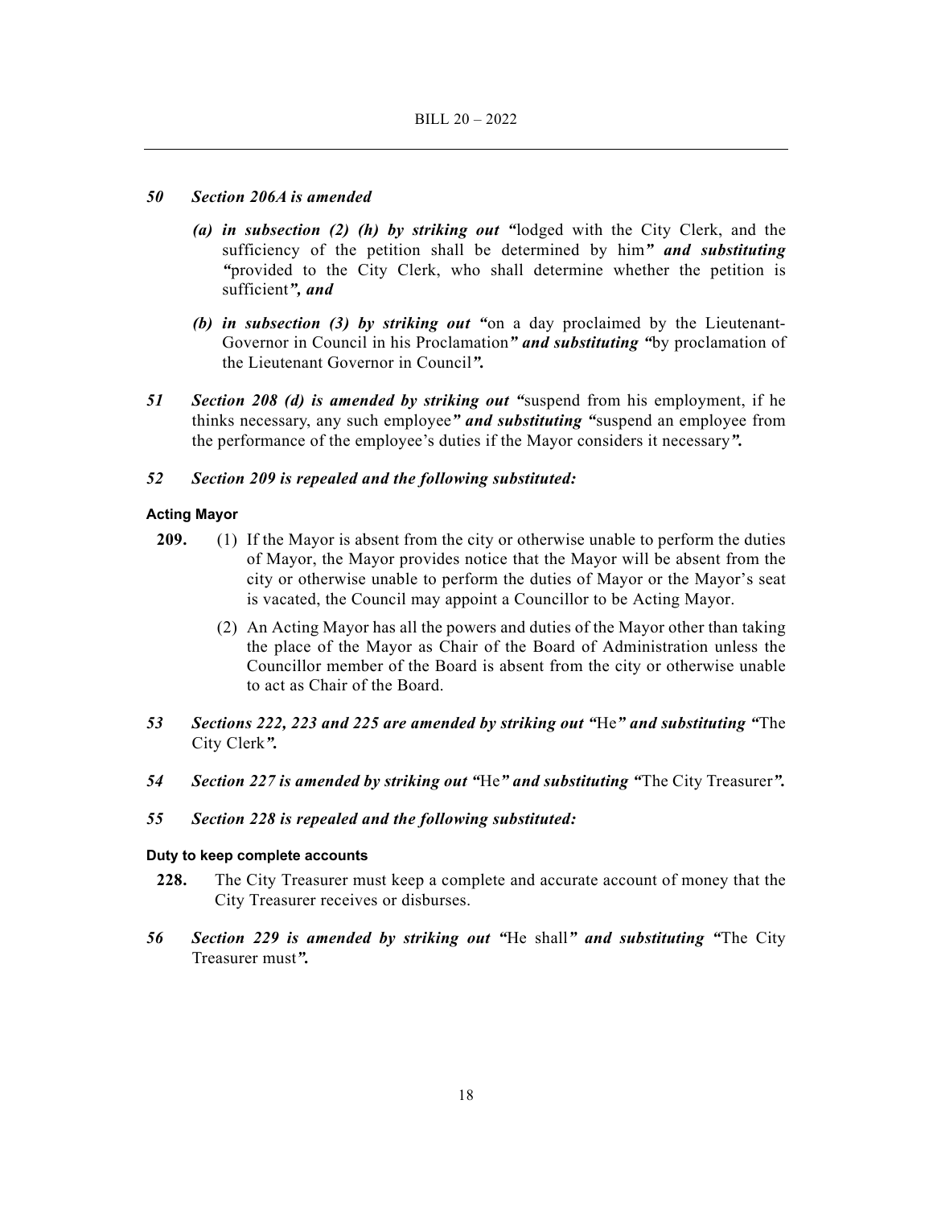***50 Section 206A is amended***

*(a) **in subsection (2) (h) by striking out** “*lodged with the City Clerk, and the sufficiency of the petition shall be determined by him*” **and substituting** “*provided to the City Clerk, who shall determine whether the petition is sufficient*”, **and***

*(b) **in subsection (3) by striking out** “*on a day proclaimed by the Lieutenant-Governor in Council in his Proclamation*” **and substituting** “*by proclamation of the Lieutenant Governor in Council*”.*

***51 Section 208 (d) is amended by striking out*** “suspend from his employment, if he thinks necessary, any such employee” ***and substituting*** “suspend an employee from the performance of the employee’s duties if the Mayor considers it necessary”.

***52 Section 209 is repealed and the following substituted:***

**Acting Mayor**

**209.** (1) If the Mayor is absent from the city or otherwise unable to perform the duties of Mayor, the Mayor provides notice that the Mayor will be absent from the city or otherwise unable to perform the duties of Mayor or the Mayor’s seat is vacated, the Council may appoint a Councillor to be Acting Mayor.

(2) An Acting Mayor has all the powers and duties of the Mayor other than taking the place of the Mayor as Chair of the Board of Administration unless the Councillor member of the Board is absent from the city or otherwise unable to act as Chair of the Board.

***53 Sections 222, 223 and 225 are amended by striking out*** “He” ***and substituting*** “The City Clerk”.

***54 Section 227 is amended by striking out*** “He” ***and substituting*** “The City Treasurer”.

***55 Section 228 is repealed and the following substituted:***

**Duty to keep complete accounts**

**228.** The City Treasurer must keep a complete and accurate account of money that the City Treasurer receives or disburses.

***56 Section 229 is amended by striking out*** “He shall” ***and substituting*** “The City Treasurer must”.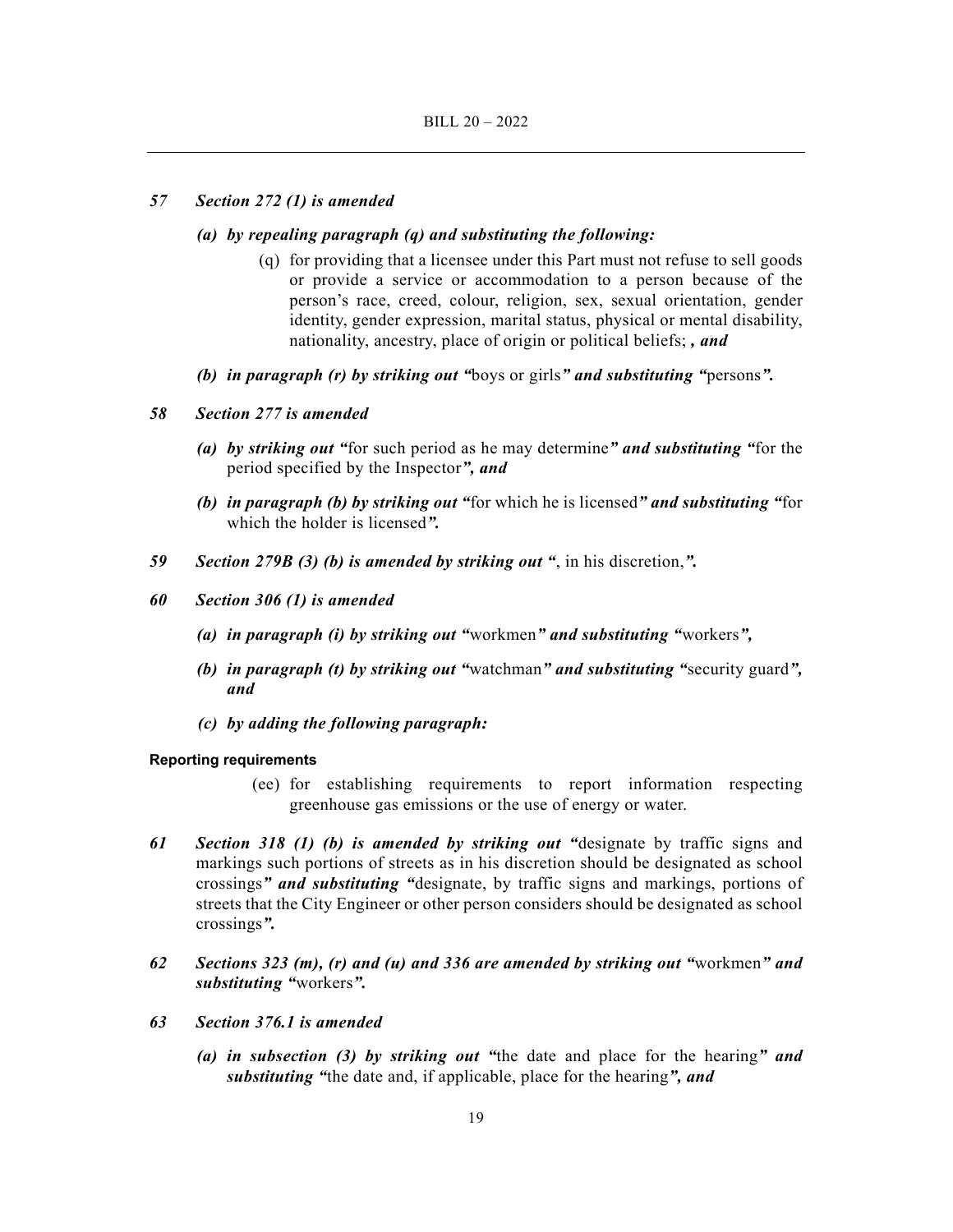***57 Section 272 (1) is amended***

***(a) by repealing paragraph (q) and substituting the following:***

(q) for providing that a licensee under this Part must not refuse to sell goods or provide a service or accommodation to a person because of the person's race, creed, colour, religion, sex, sexual orientation, gender identity, gender expression, marital status, physical or mental disability, nationality, ancestry, place of origin or political beliefs; ***, and***

***(b) in paragraph (r) by striking out "***boys or girls***" and substituting "***persons***".***

***58 Section 277 is amended***

***(a) by striking out "***for such period as he may determine***" and substituting "***for the period specified by the Inspector***", and***

***(b) in paragraph (b) by striking out "***for which he is licensed***" and substituting "***for which the holder is licensed***".***

***59 Section 279B (3) (b) is amended by striking out "***, in his discretion,***".***

***60 Section 306 (1) is amended***

***(a) in paragraph (i) by striking out "***workmen***" and substituting "***workers***",***

***(b) in paragraph (t) by striking out "***watchman***" and substituting "***security guard***", and***

***(c) by adding the following paragraph:***

**Reporting requirements**

(ee) for establishing requirements to report information respecting greenhouse gas emissions or the use of energy or water.

***61 Section 318 (1) (b) is amended by striking out "***designate by traffic signs and markings such portions of streets as in his discretion should be designated as school crossings***" and substituting "***designate, by traffic signs and markings, portions of streets that the City Engineer or other person considers should be designated as school crossings***".***

***62 Sections 323 (m), (r) and (u) and 336 are amended by striking out "***workmen***" and substituting "***workers***".***

***63 Section 376.1 is amended***

***(a) in subsection (3) by striking out "***the date and place for the hearing***" and substituting "***the date and, if applicable, place for the hearing***", and***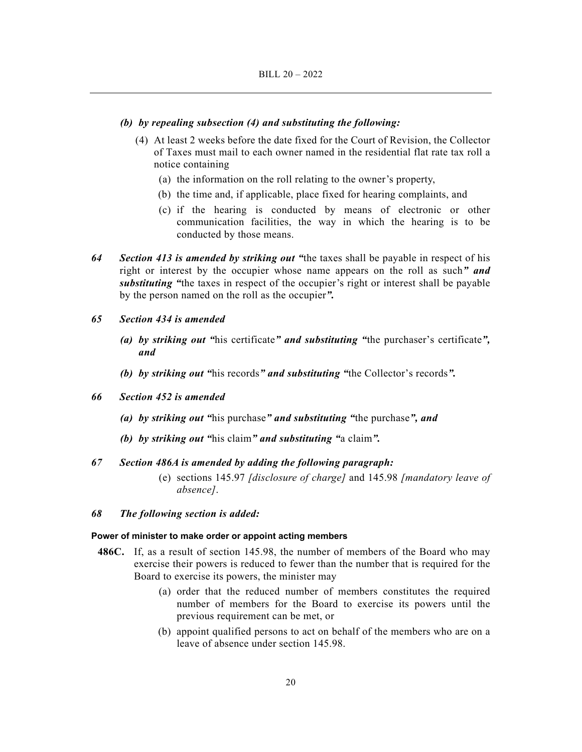*(b) by repealing subsection (4) and substituting the following:*

(4) At least 2 weeks before the date fixed for the Court of Revision, the Collector of Taxes must mail to each owner named in the residential flat rate tax roll a notice containing

(a) the information on the roll relating to the owner's property,

(b) the time and, if applicable, place fixed for hearing complaints, and

(c) if the hearing is conducted by means of electronic or other communication facilities, the way in which the hearing is to be conducted by those means.

***64 Section 413 is amended by striking out "***the taxes shall be payable in respect of his right or interest by the occupier whose name appears on the roll as such***" and substituting "***the taxes in respect of the occupier's right or interest shall be payable by the person named on the roll as the occupier***".***

***65 Section 434 is amended***

*(a) by striking out "*his certificate*" and substituting "*the purchaser's certificate*", and*

*(b) by striking out "*his records*" and substituting "*the Collector's records*".*

***66 Section 452 is amended***

*(a) by striking out "*his purchase*" and substituting "*the purchase*", and*

*(b) by striking out "*his claim*" and substituting "*a claim*".*

***67 Section 486A is amended by adding the following paragraph:***

(e) sections 145.97 *[disclosure of charge]* and 145.98 *[mandatory leave of absence]*.

***68 The following section is added:***

**Power of minister to make order or appoint acting members**

**486C.** If, as a result of section 145.98, the number of members of the Board who may exercise their powers is reduced to fewer than the number that is required for the Board to exercise its powers, the minister may

(a) order that the reduced number of members constitutes the required number of members for the Board to exercise its powers until the previous requirement can be met, or

(b) appoint qualified persons to act on behalf of the members who are on a leave of absence under section 145.98.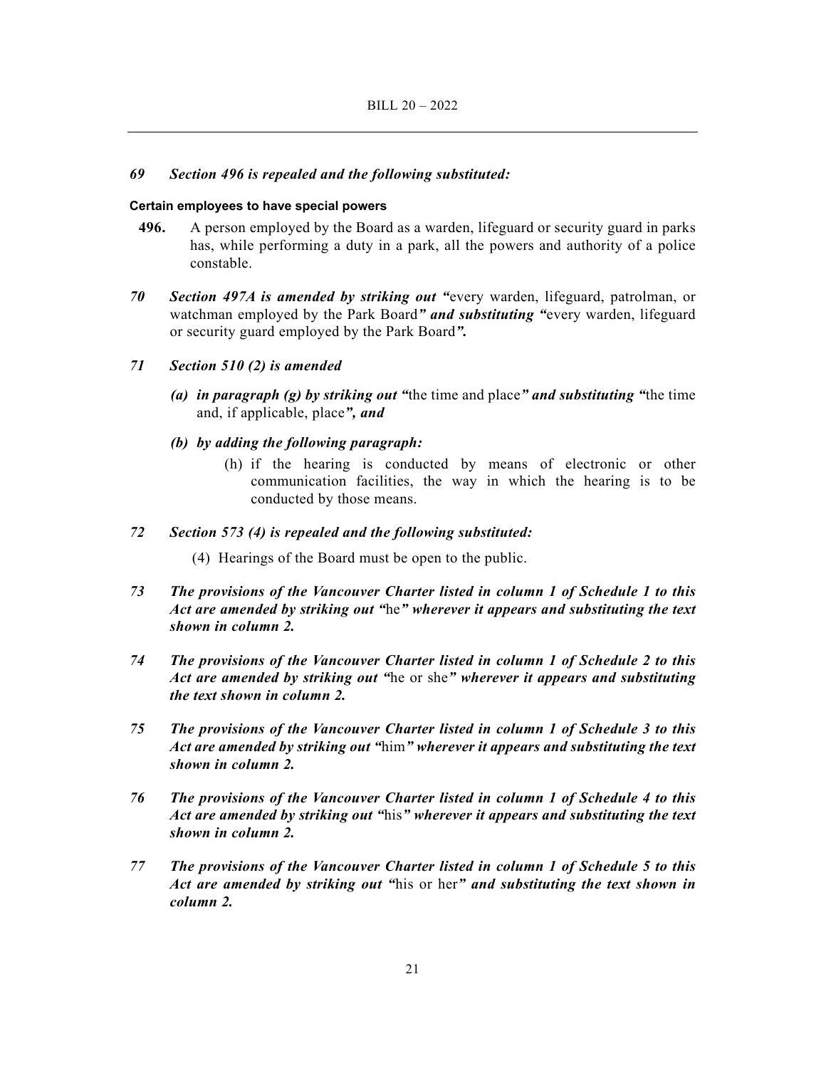*69 Section 496 is repealed and the following substituted:*

**Certain employees to have special powers**

**496.** A person employed by the Board as a warden, lifeguard or security guard in parks has, while performing a duty in a park, all the powers and authority of a police constable.

*70 Section 497A is amended by striking out "*every warden, lifeguard, patrolman, or watchman employed by the Park Board*" and substituting "*every warden, lifeguard or security guard employed by the Park Board*".*

*71 Section 510 (2) is amended*

*(a) in paragraph (g) by striking out "*the time and place*" and substituting "*the time and, if applicable, place*", and*

*(b) by adding the following paragraph:*

(h) if the hearing is conducted by means of electronic or other communication facilities, the way in which the hearing is to be conducted by those means.

*72 Section 573 (4) is repealed and the following substituted:*

(4) Hearings of the Board must be open to the public.

*73 The provisions of the Vancouver Charter listed in column 1 of Schedule 1 to this Act are amended by striking out "*he*" wherever it appears and substituting the text shown in column 2.*

*74 The provisions of the Vancouver Charter listed in column 1 of Schedule 2 to this Act are amended by striking out "*he or she*" wherever it appears and substituting the text shown in column 2.*

*75 The provisions of the Vancouver Charter listed in column 1 of Schedule 3 to this Act are amended by striking out "*him*" wherever it appears and substituting the text shown in column 2.*

*76 The provisions of the Vancouver Charter listed in column 1 of Schedule 4 to this Act are amended by striking out "*his*" wherever it appears and substituting the text shown in column 2.*

*77 The provisions of the Vancouver Charter listed in column 1 of Schedule 5 to this Act are amended by striking out "*his or her*" and substituting the text shown in column 2.*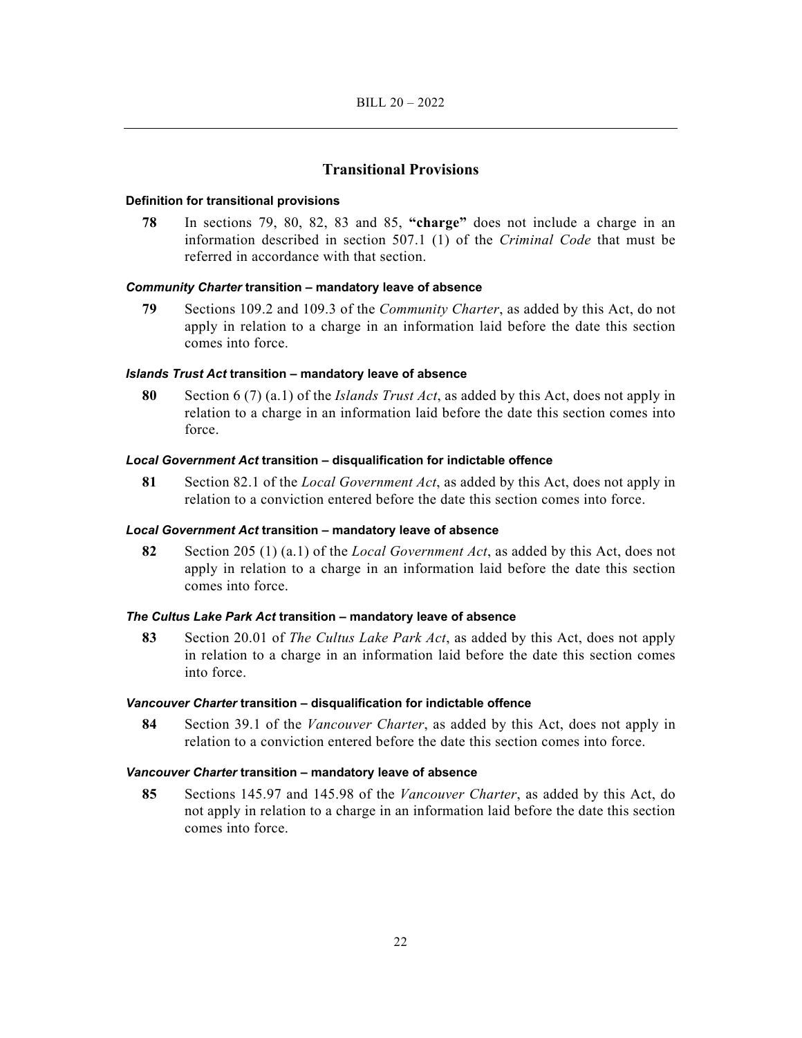## Transitional Provisions

#### Definition for transitional provisions

**78** In sections 79, 80, 82, 83 and 85, **"charge"** does not include a charge in an information described in section 507.1 (1) of the *Criminal Code* that must be referred in accordance with that section.

#### *Community Charter* transition – mandatory leave of absence

**79** Sections 109.2 and 109.3 of the *Community Charter*, as added by this Act, do not apply in relation to a charge in an information laid before the date this section comes into force.

#### *Islands Trust Act* transition – mandatory leave of absence

**80** Section 6 (7) (a.1) of the *Islands Trust Act*, as added by this Act, does not apply in relation to a charge in an information laid before the date this section comes into force.

#### *Local Government Act* transition – disqualification for indictable offence

**81** Section 82.1 of the *Local Government Act*, as added by this Act, does not apply in relation to a conviction entered before the date this section comes into force.

#### *Local Government Act* transition – mandatory leave of absence

**82** Section 205 (1) (a.1) of the *Local Government Act*, as added by this Act, does not apply in relation to a charge in an information laid before the date this section comes into force.

#### *The Cultus Lake Park Act* transition – mandatory leave of absence

**83** Section 20.01 of *The Cultus Lake Park Act*, as added by this Act, does not apply in relation to a charge in an information laid before the date this section comes into force.

#### *Vancouver Charter* transition – disqualification for indictable offence

**84** Section 39.1 of the *Vancouver Charter*, as added by this Act, does not apply in relation to a conviction entered before the date this section comes into force.

#### *Vancouver Charter* transition – mandatory leave of absence

**85** Sections 145.97 and 145.98 of the *Vancouver Charter*, as added by this Act, do not apply in relation to a charge in an information laid before the date this section comes into force.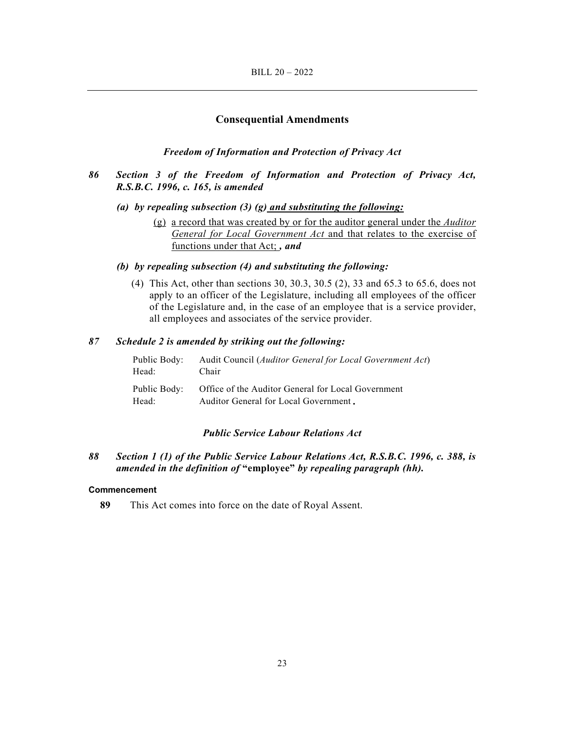## Consequential Amendments

### *Freedom of Information and Protection of Privacy Act*

***86 Section 3 of the Freedom of Information and Protection of Privacy Act, R.S.B.C. 1996, c. 165, is amended***

***(a) by repealing subsection (3) (g) and substituting the following:***

(g) a record that was created by or for the auditor general under the *Auditor General for Local Government Act* and that relates to the exercise of functions under that Act; ***, and***

***(b) by repealing subsection (4) and substituting the following:***

(4) This Act, other than sections 30, 30.3, 30.5 (2), 33 and 65.3 to 65.6, does not apply to an officer of the Legislature, including all employees of the officer of the Legislature and, in the case of an employee that is a service provider, all employees and associates of the service provider.

***87 Schedule 2 is amended by striking out the following:***

Public Body: Audit Council (*Auditor General for Local Government Act*)
Head: Chair

Public Body: Office of the Auditor General for Local Government
Head: Auditor General for Local Government **.**

### *Public Service Labour Relations Act*

***88 Section 1 (1) of the Public Service Labour Relations Act, R.S.B.C. 1996, c. 388, is amended in the definition of* "employee" *by repealing paragraph (hh).***

**Commencement**

**89** This Act comes into force on the date of Royal Assent.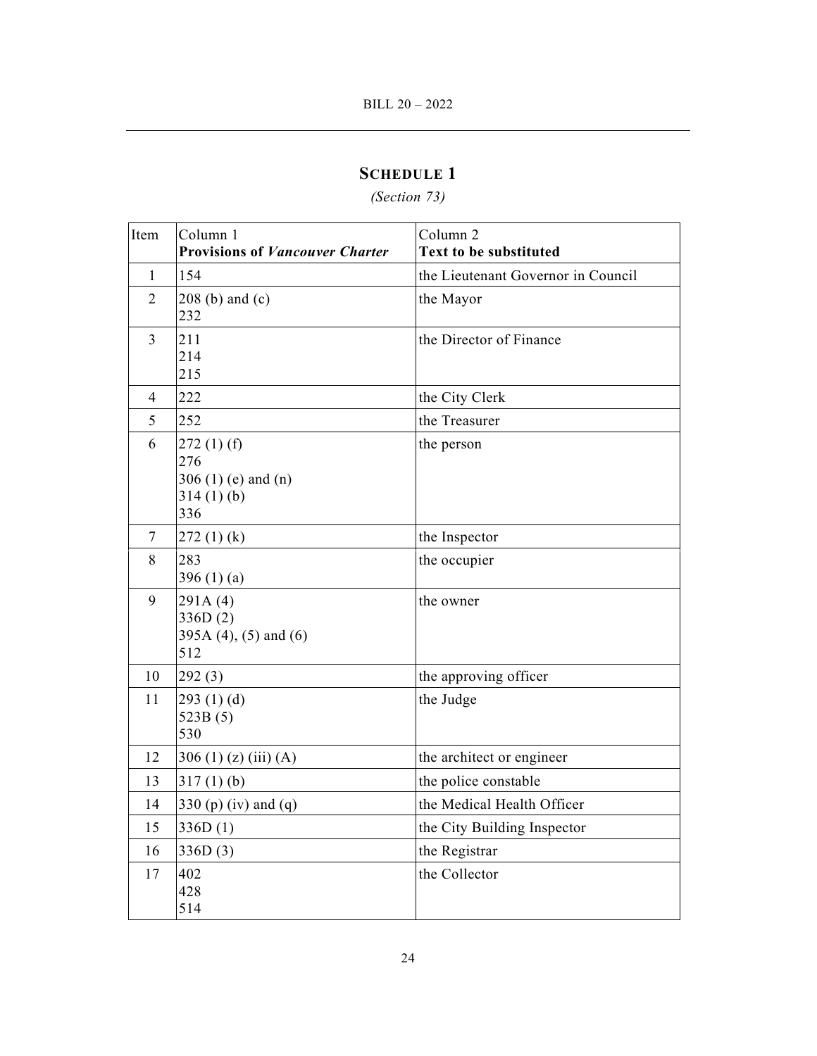## SCHEDULE 1

*(Section 73)*

| Item | Column 1<br>**Provisions of *Vancouver Charter*** | Column 2<br>**Text to be substituted** |
|---|---|---|
| 1 | 154 | the Lieutenant Governor in Council |
| 2 | 208 (b) and (c)<br>232 | the Mayor |
| 3 | 211<br>214<br>215 | the Director of Finance |
| 4 | 222 | the City Clerk |
| 5 | 252 | the Treasurer |
| 6 | 272 (1) (f)<br>276<br>306 (1) (e) and (n)<br>314 (1) (b)<br>336 | the person |
| 7 | 272 (1) (k) | the Inspector |
| 8 | 283<br>396 (1) (a) | the occupier |
| 9 | 291A (4)<br>336D (2)<br>395A (4), (5) and (6)<br>512 | the owner |
| 10 | 292 (3) | the approving officer |
| 11 | 293 (1) (d)<br>523B (5)<br>530 | the Judge |
| 12 | 306 (1) (z) (iii) (A) | the architect or engineer |
| 13 | 317 (1) (b) | the police constable |
| 14 | 330 (p) (iv) and (q) | the Medical Health Officer |
| 15 | 336D (1) | the City Building Inspector |
| 16 | 336D (3) | the Registrar |
| 17 | 402<br>428<br>514 | the Collector |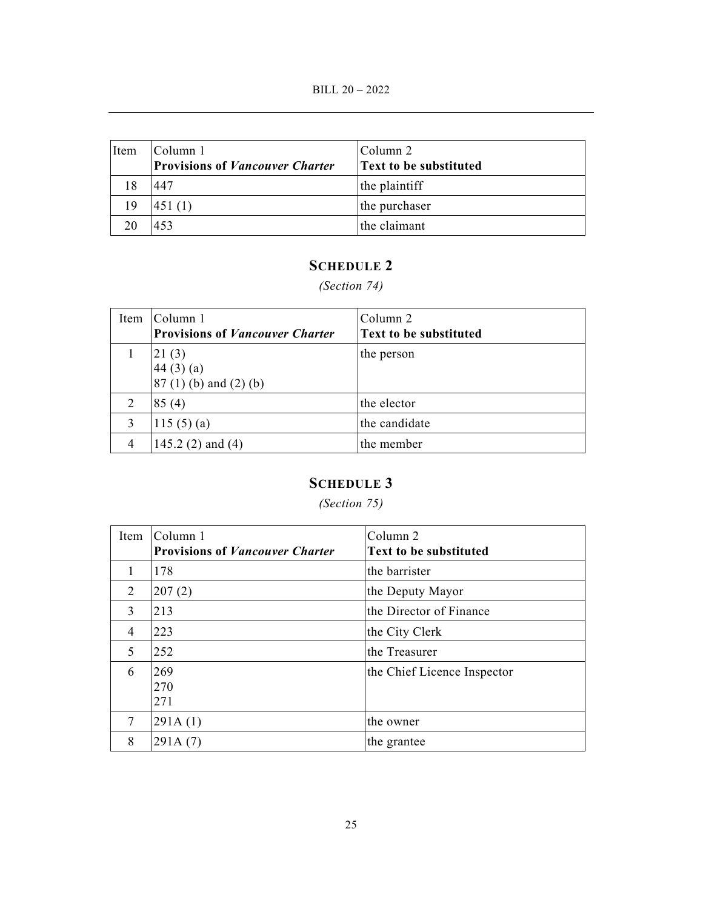| Item | Column 1<br>**Provisions of *Vancouver Charter*** | Column 2<br>**Text to be substituted** |
| --- | --- | --- |
| 18 | 447 | the plaintiff |
| 19 | 451 (1) | the purchaser |
| 20 | 453 | the claimant |

## SCHEDULE 2

*(Section 74)*

| Item | Column 1<br>**Provisions of *Vancouver Charter*** | Column 2<br>**Text to be substituted** |
| --- | --- | --- |
| 1 | 21 (3)<br>44 (3) (a)<br>87 (1) (b) and (2) (b) | the person |
| 2 | 85 (4) | the elector |
| 3 | 115 (5) (a) | the candidate |
| 4 | 145.2 (2) and (4) | the member |

## SCHEDULE 3

*(Section 75)*

| Item | Column 1<br>**Provisions of *Vancouver Charter*** | Column 2<br>**Text to be substituted** |
| --- | --- | --- |
| 1 | 178 | the barrister |
| 2 | 207 (2) | the Deputy Mayor |
| 3 | 213 | the Director of Finance |
| 4 | 223 | the City Clerk |
| 5 | 252 | the Treasurer |
| 6 | 269<br>270<br>271 | the Chief Licence Inspector |
| 7 | 291A (1) | the owner |
| 8 | 291A (7) | the grantee |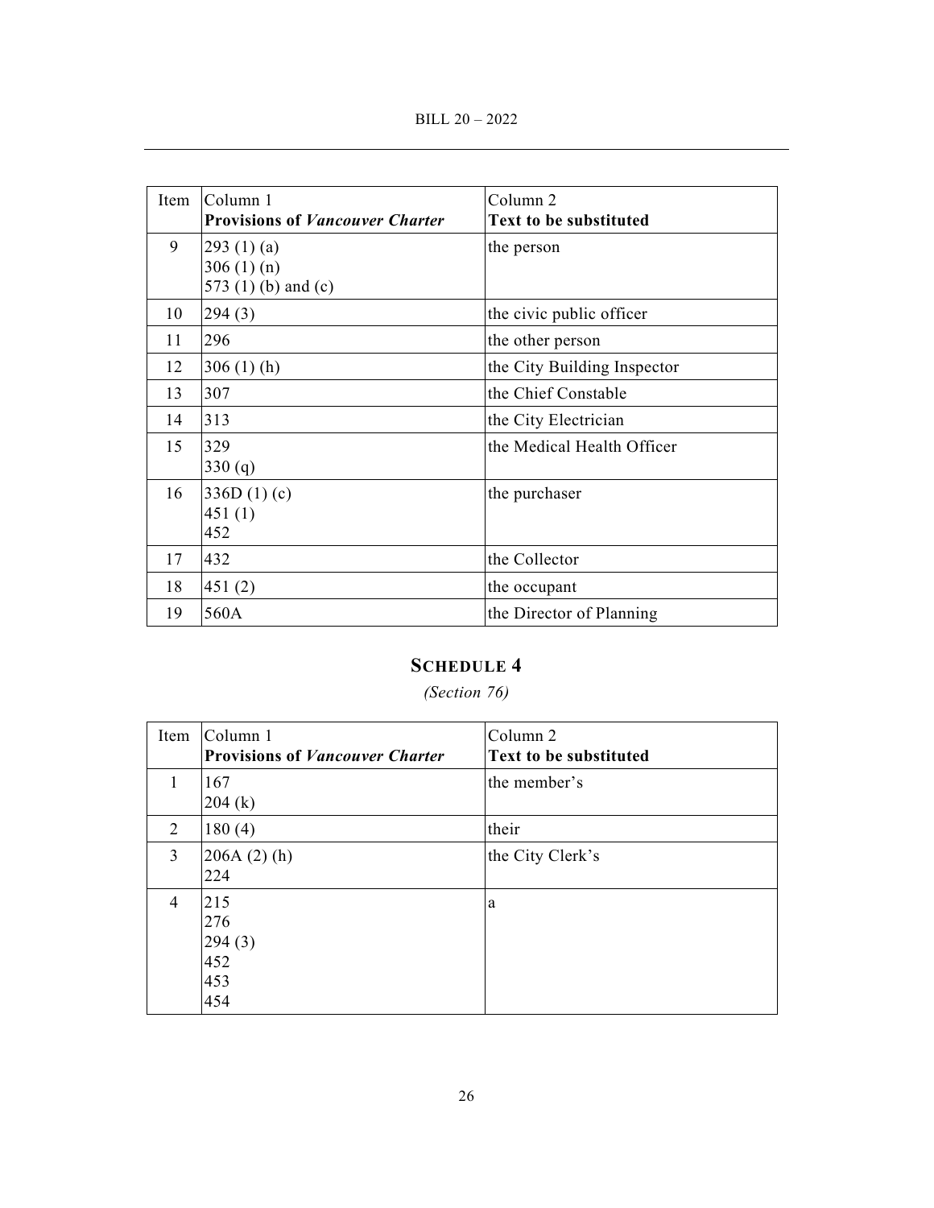| Item | Column 1<br>**Provisions of *Vancouver Charter*** | Column 2<br>**Text to be substituted** |
|---|---|---|
| 9 | 293 (1) (a)<br>306 (1) (n)<br>573 (1) (b) and (c) | the person |
| 10 | 294 (3) | the civic public officer |
| 11 | 296 | the other person |
| 12 | 306 (1) (h) | the City Building Inspector |
| 13 | 307 | the Chief Constable |
| 14 | 313 | the City Electrician |
| 15 | 329<br>330 (q) | the Medical Health Officer |
| 16 | 336D (1) (c)<br>451 (1)<br>452 | the purchaser |
| 17 | 432 | the Collector |
| 18 | 451 (2) | the occupant |
| 19 | 560A | the Director of Planning |

## SCHEDULE 4

*(Section 76)*

| Item | Column 1<br>**Provisions of *Vancouver Charter*** | Column 2<br>**Text to be substituted** |
|---|---|---|
| 1 | 167<br>204 (k) | the member's |
| 2 | 180 (4) | their |
| 3 | 206A (2) (h)<br>224 | the City Clerk's |
| 4 | 215<br>276<br>294 (3)<br>452<br>453<br>454 | a |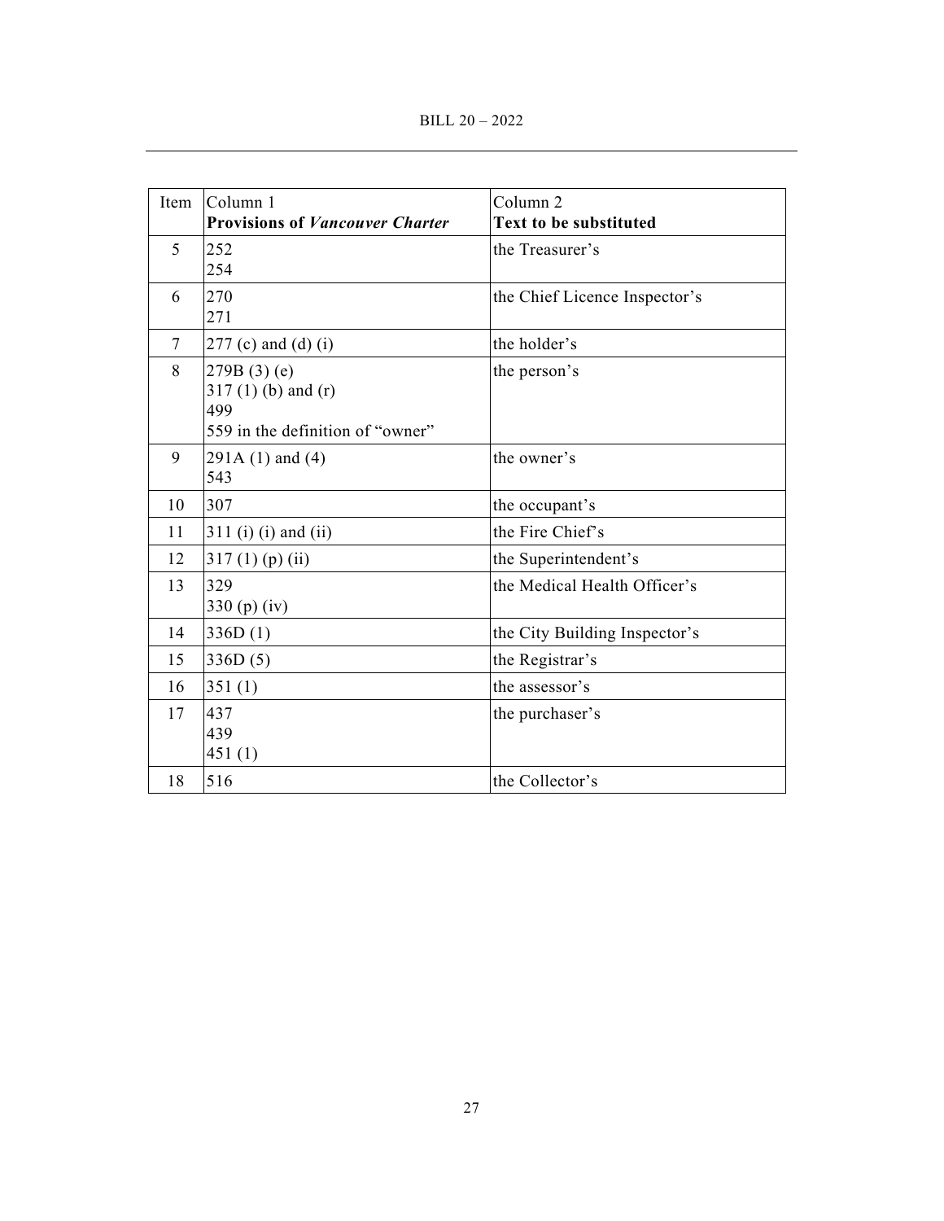| Item | Column 1<br>**Provisions of *Vancouver Charter*** | Column 2<br>**Text to be substituted** |
|---|---|---|
| 5 | 252<br>254 | the Treasurer's |
| 6 | 270<br>271 | the Chief Licence Inspector's |
| 7 | 277 (c) and (d) (i) | the holder's |
| 8 | 279B (3) (e)<br>317 (1) (b) and (r)<br>499<br>559 in the definition of "owner" | the person's |
| 9 | 291A (1) and (4)<br>543 | the owner's |
| 10 | 307 | the occupant's |
| 11 | 311 (i) (i) and (ii) | the Fire Chief's |
| 12 | 317 (1) (p) (ii) | the Superintendent's |
| 13 | 329<br>330 (p) (iv) | the Medical Health Officer's |
| 14 | 336D (1) | the City Building Inspector's |
| 15 | 336D (5) | the Registrar's |
| 16 | 351 (1) | the assessor's |
| 17 | 437<br>439<br>451 (1) | the purchaser's |
| 18 | 516 | the Collector's |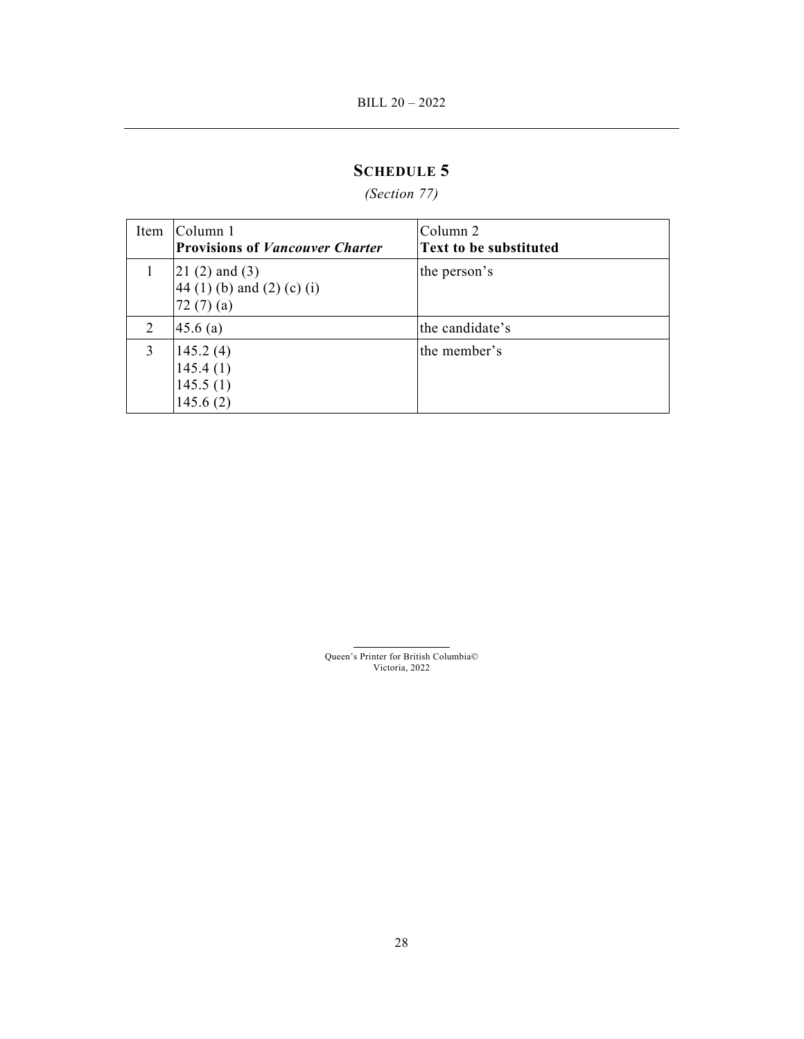## SCHEDULE 5

*(Section 77)*

| Item | Column 1<br>**Provisions of *Vancouver Charter*** | Column 2<br>**Text to be substituted** |
|---|---|---|
| 1 | 21 (2) and (3)<br>44 (1) (b) and (2) (c) (i)<br>72 (7) (a) | the person's |
| 2 | 45.6 (a) | the candidate's |
| 3 | 145.2 (4)<br>145.4 (1)<br>145.5 (1)<br>145.6 (2) | the member's |

Queen's Printer for British Columbia©
Victoria, 2022